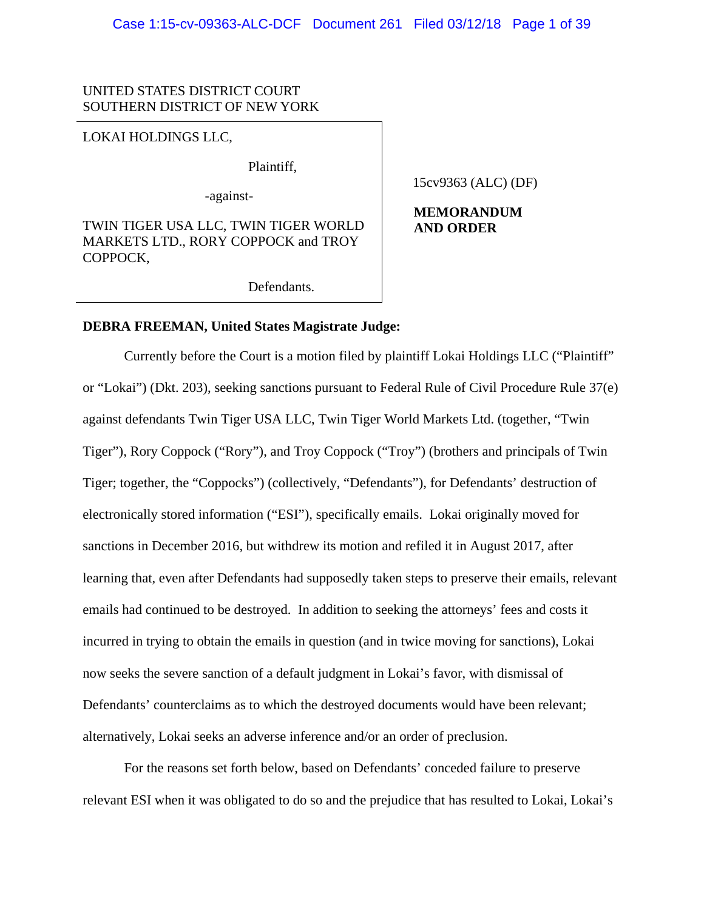UNITED STATES DISTRICT COURT
SOUTHERN DISTRICT OF NEW YORK

LOKAI HOLDINGS LLC,

Plaintiff,

-against-

TWIN TIGER USA LLC, TWIN TIGER WORLD MARKETS LTD., RORY COPPOCK and TROY COPPOCK,

Defendants.

15cv9363 (ALC) (DF)

**MEMORANDUM AND ORDER**

**DEBRA FREEMAN, United States Magistrate Judge:**

Currently before the Court is a motion filed by plaintiff Lokai Holdings LLC ("Plaintiff" or "Lokai") (Dkt. 203), seeking sanctions pursuant to Federal Rule of Civil Procedure Rule 37(e) against defendants Twin Tiger USA LLC, Twin Tiger World Markets Ltd. (together, "Twin Tiger"), Rory Coppock ("Rory"), and Troy Coppock ("Troy") (brothers and principals of Twin Tiger; together, the "Coppocks") (collectively, "Defendants"), for Defendants' destruction of electronically stored information ("ESI"), specifically emails. Lokai originally moved for sanctions in December 2016, but withdrew its motion and refiled it in August 2017, after learning that, even after Defendants had supposedly taken steps to preserve their emails, relevant emails had continued to be destroyed. In addition to seeking the attorneys' fees and costs it incurred in trying to obtain the emails in question (and in twice moving for sanctions), Lokai now seeks the severe sanction of a default judgment in Lokai's favor, with dismissal of Defendants' counterclaims as to which the destroyed documents would have been relevant; alternatively, Lokai seeks an adverse inference and/or an order of preclusion.

For the reasons set forth below, based on Defendants' conceded failure to preserve relevant ESI when it was obligated to do so and the prejudice that has resulted to Lokai, Lokai's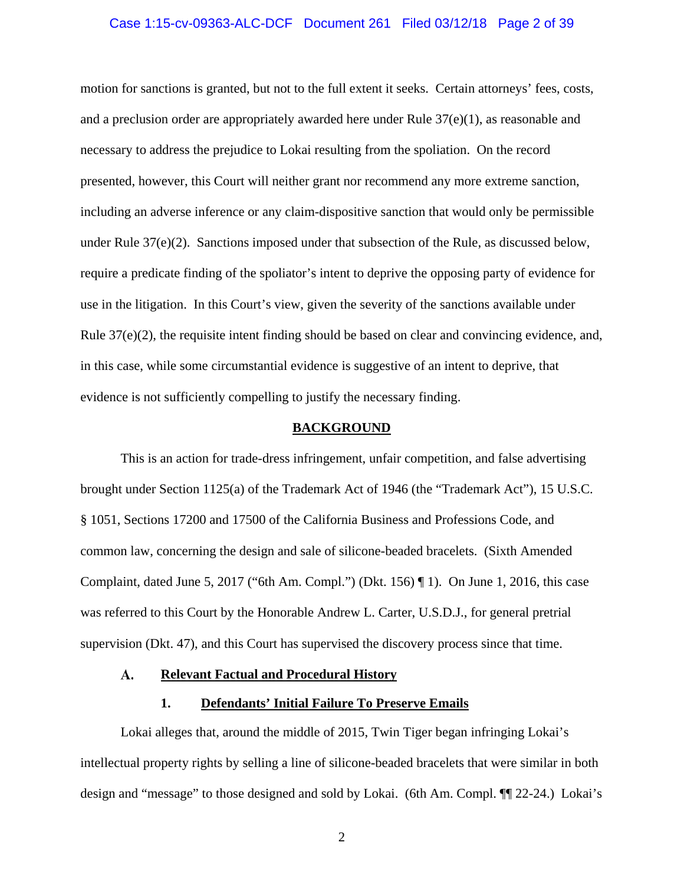motion for sanctions is granted, but not to the full extent it seeks. Certain attorneys' fees, costs, and a preclusion order are appropriately awarded here under Rule 37(e)(1), as reasonable and necessary to address the prejudice to Lokai resulting from the spoliation. On the record presented, however, this Court will neither grant nor recommend any more extreme sanction, including an adverse inference or any claim-dispositive sanction that would only be permissible under Rule 37(e)(2). Sanctions imposed under that subsection of the Rule, as discussed below, require a predicate finding of the spoliator's intent to deprive the opposing party of evidence for use in the litigation. In this Court's view, given the severity of the sanctions available under Rule 37(e)(2), the requisite intent finding should be based on clear and convincing evidence, and, in this case, while some circumstantial evidence is suggestive of an intent to deprive, that evidence is not sufficiently compelling to justify the necessary finding.

## BACKGROUND

This is an action for trade-dress infringement, unfair competition, and false advertising brought under Section 1125(a) of the Trademark Act of 1946 (the "Trademark Act"), 15 U.S.C. § 1051, Sections 17200 and 17500 of the California Business and Professions Code, and common law, concerning the design and sale of silicone-beaded bracelets. (Sixth Amended Complaint, dated June 5, 2017 ("6th Am. Compl.") (Dkt. 156) ¶ 1). On June 1, 2016, this case was referred to this Court by the Honorable Andrew L. Carter, U.S.D.J., for general pretrial supervision (Dkt. 47), and this Court has supervised the discovery process since that time.

### A. Relevant Factual and Procedural History

#### 1. Defendants' Initial Failure To Preserve Emails

Lokai alleges that, around the middle of 2015, Twin Tiger began infringing Lokai's intellectual property rights by selling a line of silicone-beaded bracelets that were similar in both design and "message" to those designed and sold by Lokai. (6th Am. Compl. ¶¶ 22-24.) Lokai's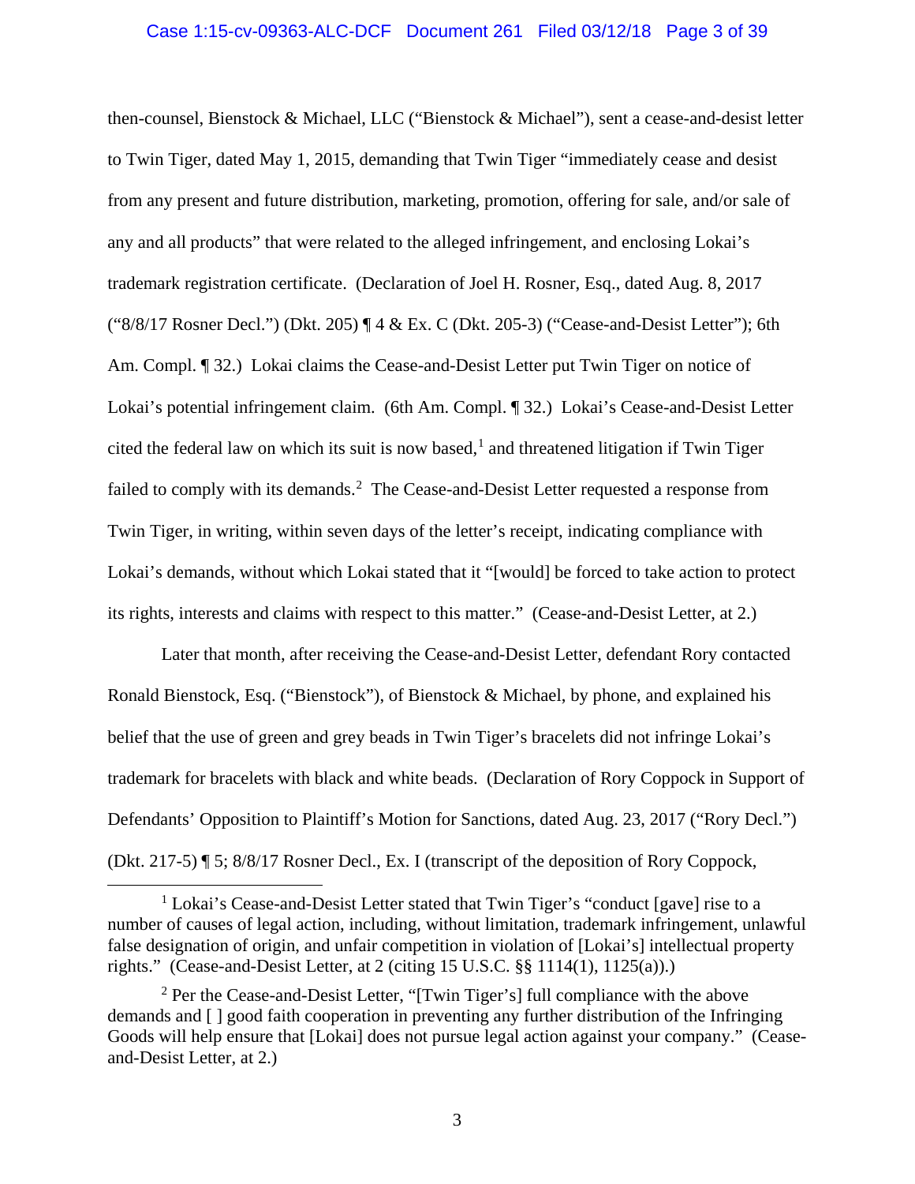then-counsel, Bienstock & Michael, LLC ("Bienstock & Michael"), sent a cease-and-desist letter to Twin Tiger, dated May 1, 2015, demanding that Twin Tiger "immediately cease and desist from any present and future distribution, marketing, promotion, offering for sale, and/or sale of any and all products" that were related to the alleged infringement, and enclosing Lokai's trademark registration certificate. (Declaration of Joel H. Rosner, Esq., dated Aug. 8, 2017 ("8/8/17 Rosner Decl.") (Dkt. 205) ¶ 4 & Ex. C (Dkt. 205-3) ("Cease-and-Desist Letter"); 6th Am. Compl. ¶ 32.) Lokai claims the Cease-and-Desist Letter put Twin Tiger on notice of Lokai's potential infringement claim. (6th Am. Compl. ¶ 32.) Lokai's Cease-and-Desist Letter cited the federal law on which its suit is now based,[1] and threatened litigation if Twin Tiger failed to comply with its demands.[2] The Cease-and-Desist Letter requested a response from Twin Tiger, in writing, within seven days of the letter's receipt, indicating compliance with Lokai's demands, without which Lokai stated that it "[would] be forced to take action to protect its rights, interests and claims with respect to this matter." (Cease-and-Desist Letter, at 2.)

Later that month, after receiving the Cease-and-Desist Letter, defendant Rory contacted Ronald Bienstock, Esq. ("Bienstock"), of Bienstock & Michael, by phone, and explained his belief that the use of green and grey beads in Twin Tiger's bracelets did not infringe Lokai's trademark for bracelets with black and white beads. (Declaration of Rory Coppock in Support of Defendants' Opposition to Plaintiff's Motion for Sanctions, dated Aug. 23, 2017 ("Rory Decl.") (Dkt. 217-5) ¶ 5; 8/8/17 Rosner Decl., Ex. I (transcript of the deposition of Rory Coppock,

---

[1] Lokai's Cease-and-Desist Letter stated that Twin Tiger's "conduct [gave] rise to a number of causes of legal action, including, without limitation, trademark infringement, unlawful false designation of origin, and unfair competition in violation of [Lokai's] intellectual property rights." (Cease-and-Desist Letter, at 2 (citing 15 U.S.C. §§ 1114(1), 1125(a)).)

[2] Per the Cease-and-Desist Letter, "[Twin Tiger's] full compliance with the above demands and [ ] good faith cooperation in preventing any further distribution of the Infringing Goods will help ensure that [Lokai] does not pursue legal action against your company." (Cease-and-Desist Letter, at 2.)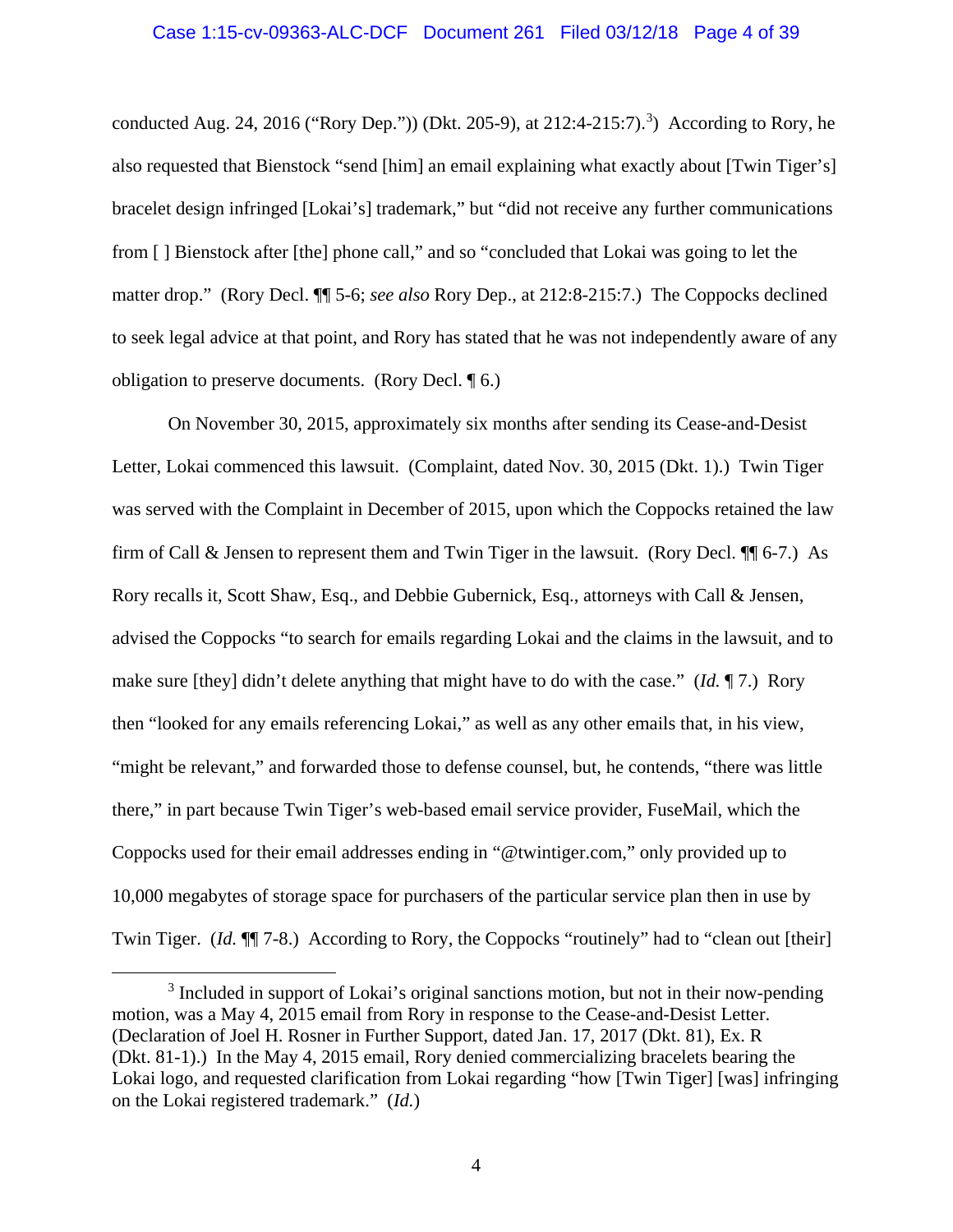conducted Aug. 24, 2016 ("Rory Dep.")) (Dkt. 205-9), at 212:4-215:7).[3]) According to Rory, he also requested that Bienstock "send [him] an email explaining what exactly about [Twin Tiger's] bracelet design infringed [Lokai's] trademark," but "did not receive any further communications from [ ] Bienstock after [the] phone call," and so "concluded that Lokai was going to let the matter drop." (Rory Decl. ¶¶ 5-6; *see also* Rory Dep., at 212:8-215:7.) The Coppocks declined to seek legal advice at that point, and Rory has stated that he was not independently aware of any obligation to preserve documents. (Rory Decl. ¶ 6.)

On November 30, 2015, approximately six months after sending its Cease-and-Desist Letter, Lokai commenced this lawsuit. (Complaint, dated Nov. 30, 2015 (Dkt. 1).) Twin Tiger was served with the Complaint in December of 2015, upon which the Coppocks retained the law firm of Call & Jensen to represent them and Twin Tiger in the lawsuit. (Rory Decl. ¶¶ 6-7.) As Rory recalls it, Scott Shaw, Esq., and Debbie Gubernick, Esq., attorneys with Call & Jensen, advised the Coppocks "to search for emails regarding Lokai and the claims in the lawsuit, and to make sure [they] didn't delete anything that might have to do with the case." (*Id.* ¶ 7.) Rory then "looked for any emails referencing Lokai," as well as any other emails that, in his view, "might be relevant," and forwarded those to defense counsel, but, he contends, "there was little there," in part because Twin Tiger's web-based email service provider, FuseMail, which the Coppocks used for their email addresses ending in "@twintiger.com," only provided up to 10,000 megabytes of storage space for purchasers of the particular service plan then in use by Twin Tiger. (*Id.* ¶¶ 7-8.) According to Rory, the Coppocks "routinely" had to "clean out [their]

---

[3] Included in support of Lokai's original sanctions motion, but not in their now-pending motion, was a May 4, 2015 email from Rory in response to the Cease-and-Desist Letter. (Declaration of Joel H. Rosner in Further Support, dated Jan. 17, 2017 (Dkt. 81), Ex. R (Dkt. 81-1).) In the May 4, 2015 email, Rory denied commercializing bracelets bearing the Lokai logo, and requested clarification from Lokai regarding "how [Twin Tiger] [was] infringing on the Lokai registered trademark." (*Id.*)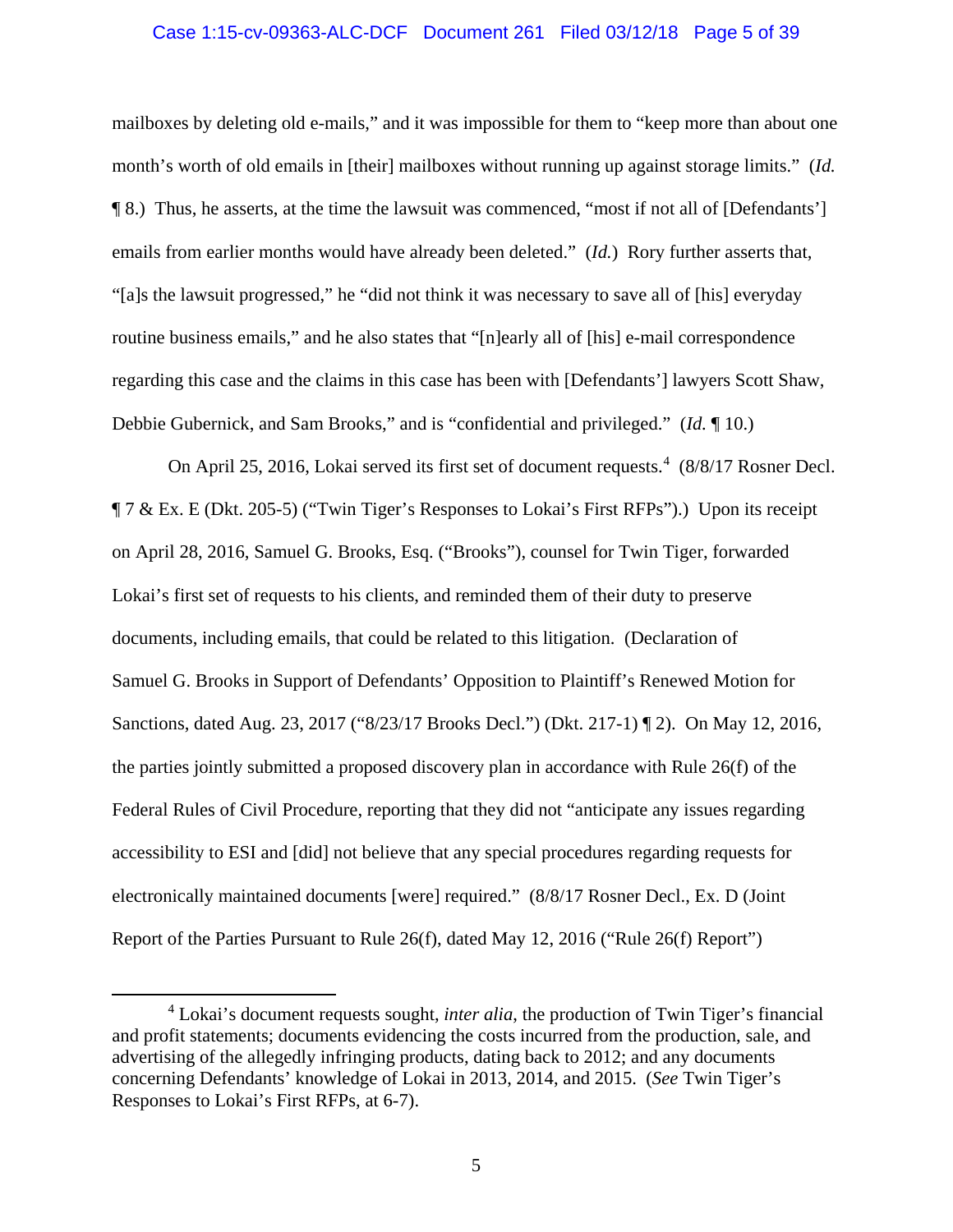mailboxes by deleting old e-mails," and it was impossible for them to "keep more than about one month's worth of old emails in [their] mailboxes without running up against storage limits." (*Id.* ¶ 8.) Thus, he asserts, at the time the lawsuit was commenced, "most if not all of [Defendants'] emails from earlier months would have already been deleted." (*Id.*) Rory further asserts that, "[a]s the lawsuit progressed," he "did not think it was necessary to save all of [his] everyday routine business emails," and he also states that "[n]early all of [his] e-mail correspondence regarding this case and the claims in this case has been with [Defendants'] lawyers Scott Shaw, Debbie Gubernick, and Sam Brooks," and is "confidential and privileged." (*Id.* ¶ 10.)

On April 25, 2016, Lokai served its first set of document requests.[4] (8/8/17 Rosner Decl. ¶ 7 & Ex. E (Dkt. 205-5) ("Twin Tiger's Responses to Lokai's First RFPs").) Upon its receipt on April 28, 2016, Samuel G. Brooks, Esq. ("Brooks"), counsel for Twin Tiger, forwarded Lokai's first set of requests to his clients, and reminded them of their duty to preserve documents, including emails, that could be related to this litigation. (Declaration of Samuel G. Brooks in Support of Defendants' Opposition to Plaintiff's Renewed Motion for Sanctions, dated Aug. 23, 2017 ("8/23/17 Brooks Decl.") (Dkt. 217-1) ¶ 2). On May 12, 2016, the parties jointly submitted a proposed discovery plan in accordance with Rule 26(f) of the Federal Rules of Civil Procedure, reporting that they did not "anticipate any issues regarding accessibility to ESI and [did] not believe that any special procedures regarding requests for electronically maintained documents [were] required." (8/8/17 Rosner Decl., Ex. D (Joint Report of the Parties Pursuant to Rule 26(f), dated May 12, 2016 ("Rule 26(f) Report")

---

[4] Lokai's document requests sought, *inter alia*, the production of Twin Tiger's financial and profit statements; documents evidencing the costs incurred from the production, sale, and advertising of the allegedly infringing products, dating back to 2012; and any documents concerning Defendants' knowledge of Lokai in 2013, 2014, and 2015. (*See* Twin Tiger's Responses to Lokai's First RFPs, at 6-7).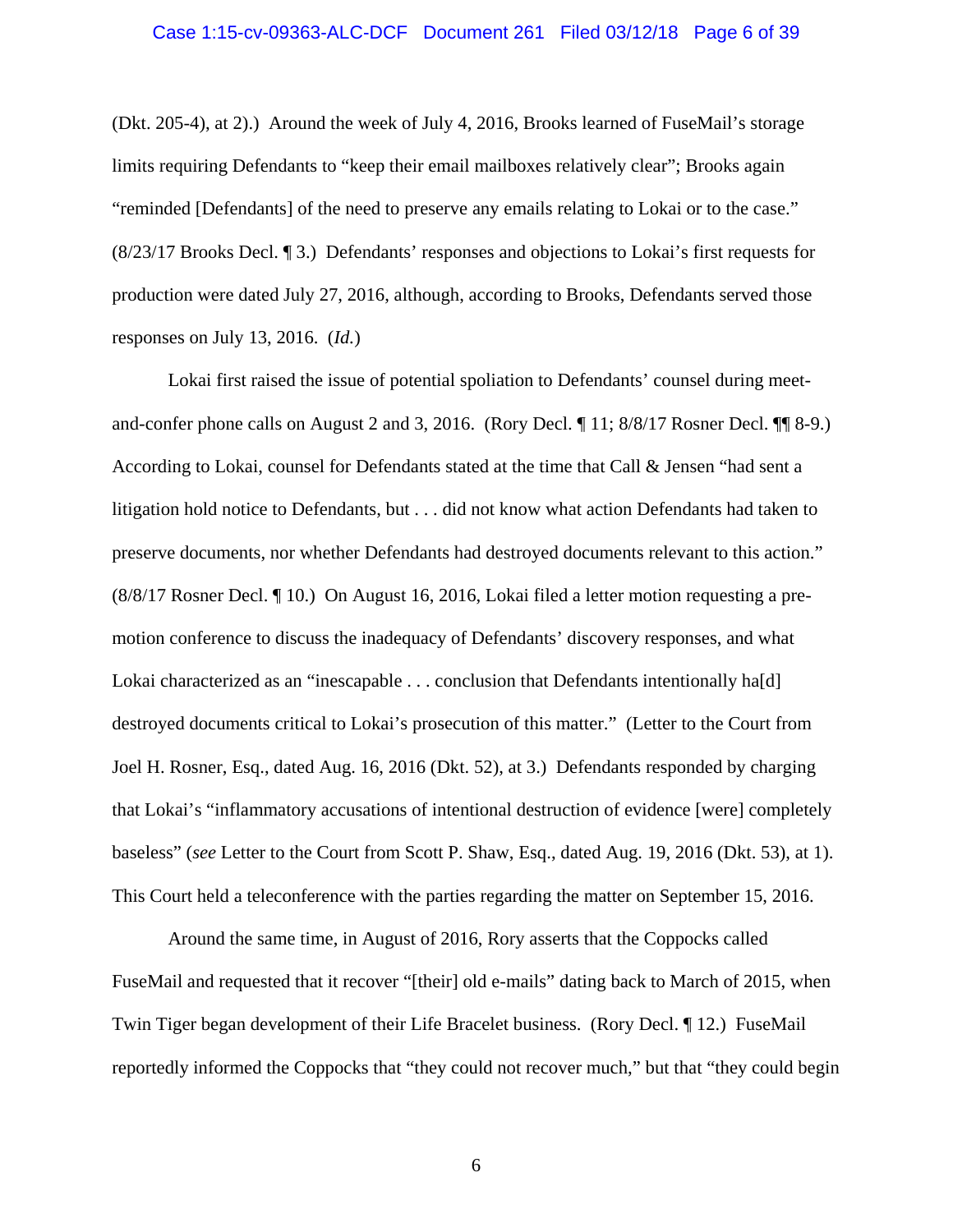(Dkt. 205-4), at 2).) Around the week of July 4, 2016, Brooks learned of FuseMail's storage limits requiring Defendants to "keep their email mailboxes relatively clear"; Brooks again "reminded [Defendants] of the need to preserve any emails relating to Lokai or to the case." (8/23/17 Brooks Decl. ¶ 3.) Defendants' responses and objections to Lokai's first requests for production were dated July 27, 2016, although, according to Brooks, Defendants served those responses on July 13, 2016. (*Id.*)

Lokai first raised the issue of potential spoliation to Defendants' counsel during meet-and-confer phone calls on August 2 and 3, 2016. (Rory Decl. ¶ 11; 8/8/17 Rosner Decl. ¶¶ 8-9.) According to Lokai, counsel for Defendants stated at the time that Call & Jensen "had sent a litigation hold notice to Defendants, but . . . did not know what action Defendants had taken to preserve documents, nor whether Defendants had destroyed documents relevant to this action." (8/8/17 Rosner Decl. ¶ 10.) On August 16, 2016, Lokai filed a letter motion requesting a pre-motion conference to discuss the inadequacy of Defendants' discovery responses, and what Lokai characterized as an "inescapable . . . conclusion that Defendants intentionally ha[d] destroyed documents critical to Lokai's prosecution of this matter." (Letter to the Court from Joel H. Rosner, Esq., dated Aug. 16, 2016 (Dkt. 52), at 3.) Defendants responded by charging that Lokai's "inflammatory accusations of intentional destruction of evidence [were] completely baseless" (*see* Letter to the Court from Scott P. Shaw, Esq., dated Aug. 19, 2016 (Dkt. 53), at 1). This Court held a teleconference with the parties regarding the matter on September 15, 2016.

Around the same time, in August of 2016, Rory asserts that the Coppocks called FuseMail and requested that it recover "[their] old e-mails" dating back to March of 2015, when Twin Tiger began development of their Life Bracelet business. (Rory Decl. ¶ 12.) FuseMail reportedly informed the Coppocks that "they could not recover much," but that "they could begin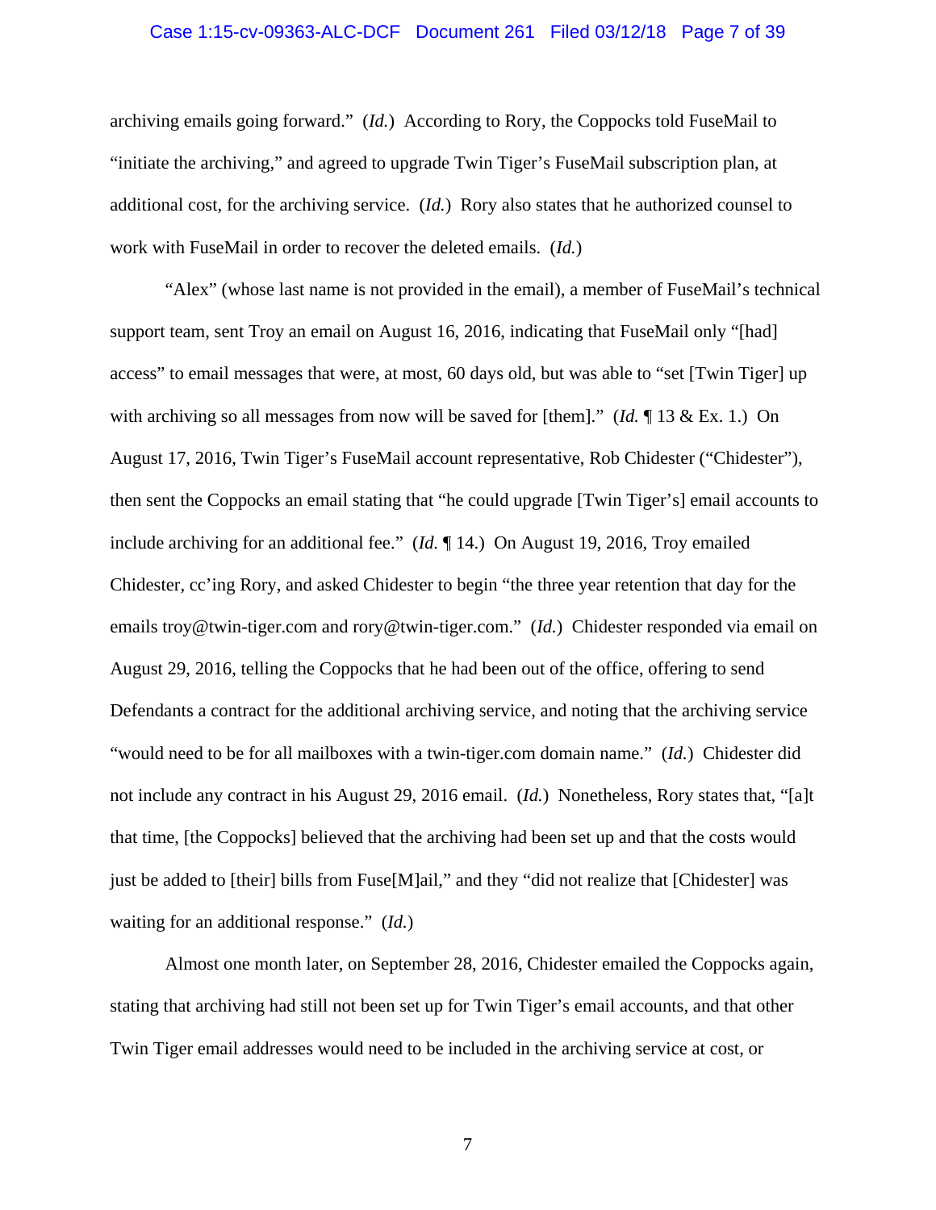archiving emails going forward." (*Id.*) According to Rory, the Coppocks told FuseMail to "initiate the archiving," and agreed to upgrade Twin Tiger's FuseMail subscription plan, at additional cost, for the archiving service. (*Id.*) Rory also states that he authorized counsel to work with FuseMail in order to recover the deleted emails. (*Id.*)

"Alex" (whose last name is not provided in the email), a member of FuseMail's technical support team, sent Troy an email on August 16, 2016, indicating that FuseMail only "[had] access" to email messages that were, at most, 60 days old, but was able to "set [Twin Tiger] up with archiving so all messages from now will be saved for [them]." (*Id.* ¶ 13 & Ex. 1.) On August 17, 2016, Twin Tiger's FuseMail account representative, Rob Chidester ("Chidester"), then sent the Coppocks an email stating that "he could upgrade [Twin Tiger's] email accounts to include archiving for an additional fee." (*Id.* ¶ 14.) On August 19, 2016, Troy emailed Chidester, cc'ing Rory, and asked Chidester to begin "the three year retention that day for the emails troy@twin-tiger.com and rory@twin-tiger.com." (*Id.*) Chidester responded via email on August 29, 2016, telling the Coppocks that he had been out of the office, offering to send Defendants a contract for the additional archiving service, and noting that the archiving service "would need to be for all mailboxes with a twin-tiger.com domain name." (*Id.*) Chidester did not include any contract in his August 29, 2016 email. (*Id.*) Nonetheless, Rory states that, "[a]t that time, [the Coppocks] believed that the archiving had been set up and that the costs would just be added to [their] bills from Fuse[M]ail," and they "did not realize that [Chidester] was waiting for an additional response." (*Id.*)

Almost one month later, on September 28, 2016, Chidester emailed the Coppocks again, stating that archiving had still not been set up for Twin Tiger's email accounts, and that other Twin Tiger email addresses would need to be included in the archiving service at cost, or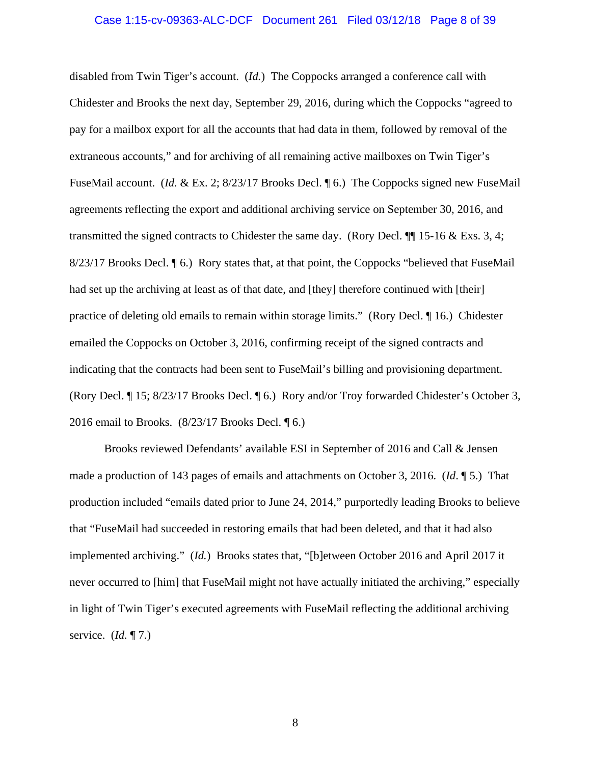disabled from Twin Tiger's account. (*Id.*) The Coppocks arranged a conference call with Chidester and Brooks the next day, September 29, 2016, during which the Coppocks "agreed to pay for a mailbox export for all the accounts that had data in them, followed by removal of the extraneous accounts," and for archiving of all remaining active mailboxes on Twin Tiger's FuseMail account. (*Id.* & Ex. 2; 8/23/17 Brooks Decl. ¶ 6.) The Coppocks signed new FuseMail agreements reflecting the export and additional archiving service on September 30, 2016, and transmitted the signed contracts to Chidester the same day. (Rory Decl. ¶¶ 15-16 & Exs. 3, 4; 8/23/17 Brooks Decl. ¶ 6.) Rory states that, at that point, the Coppocks "believed that FuseMail had set up the archiving at least as of that date, and [they] therefore continued with [their] practice of deleting old emails to remain within storage limits." (Rory Decl. ¶ 16.) Chidester emailed the Coppocks on October 3, 2016, confirming receipt of the signed contracts and indicating that the contracts had been sent to FuseMail's billing and provisioning department. (Rory Decl. ¶ 15; 8/23/17 Brooks Decl. ¶ 6.) Rory and/or Troy forwarded Chidester's October 3, 2016 email to Brooks. (8/23/17 Brooks Decl. ¶ 6.)

Brooks reviewed Defendants' available ESI in September of 2016 and Call & Jensen made a production of 143 pages of emails and attachments on October 3, 2016. (*Id*. ¶ 5.) That production included "emails dated prior to June 24, 2014," purportedly leading Brooks to believe that "FuseMail had succeeded in restoring emails that had been deleted, and that it had also implemented archiving." (*Id.*) Brooks states that, "[b]etween October 2016 and April 2017 it never occurred to [him] that FuseMail might not have actually initiated the archiving," especially in light of Twin Tiger's executed agreements with FuseMail reflecting the additional archiving service. (*Id.* ¶ 7.)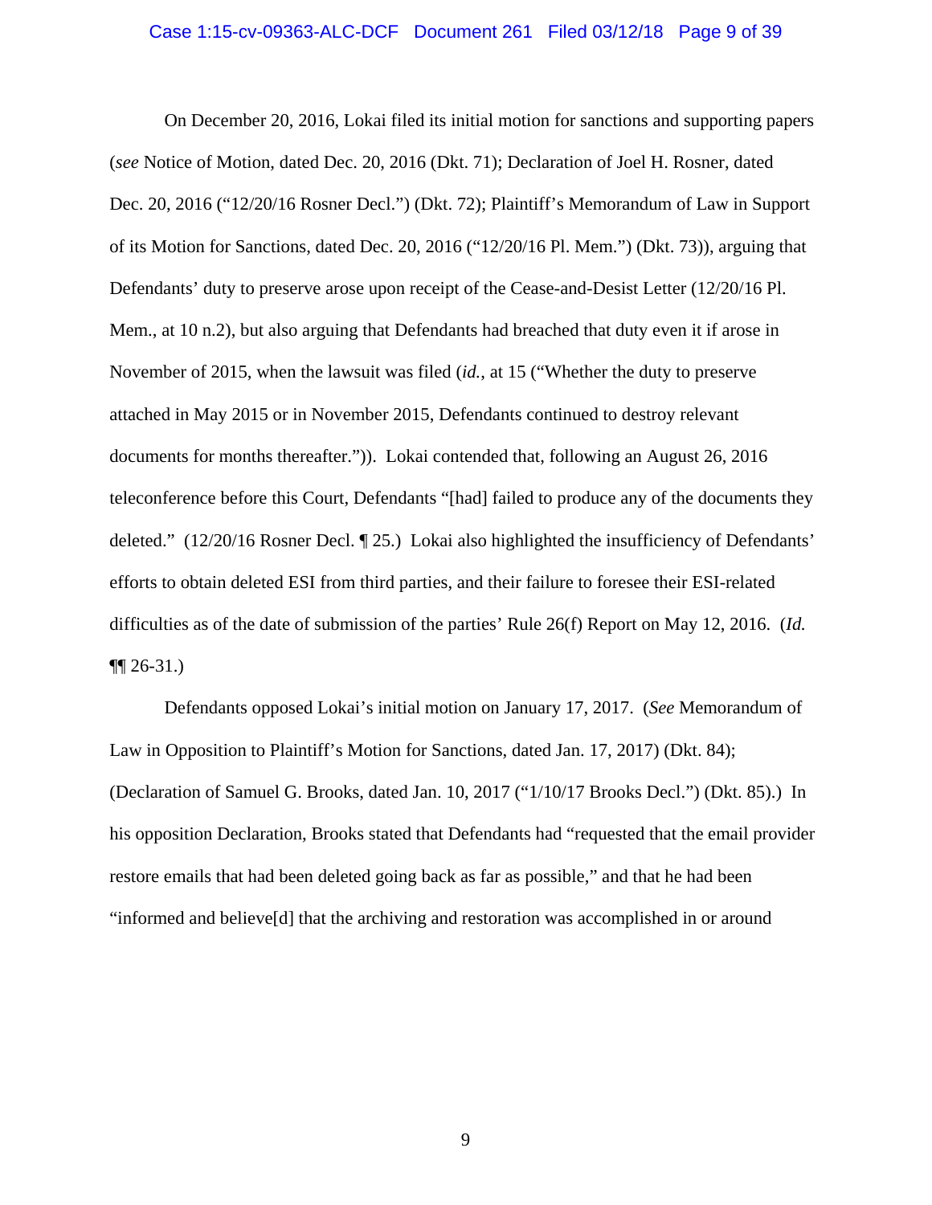On December 20, 2016, Lokai filed its initial motion for sanctions and supporting papers (*see* Notice of Motion, dated Dec. 20, 2016 (Dkt. 71); Declaration of Joel H. Rosner, dated Dec. 20, 2016 ("12/20/16 Rosner Decl.") (Dkt. 72); Plaintiff's Memorandum of Law in Support of its Motion for Sanctions, dated Dec. 20, 2016 ("12/20/16 Pl. Mem.") (Dkt. 73)), arguing that Defendants' duty to preserve arose upon receipt of the Cease-and-Desist Letter (12/20/16 Pl. Mem., at 10 n.2), but also arguing that Defendants had breached that duty even it if arose in November of 2015, when the lawsuit was filed (*id.*, at 15 ("Whether the duty to preserve attached in May 2015 or in November 2015, Defendants continued to destroy relevant documents for months thereafter.")). Lokai contended that, following an August 26, 2016 teleconference before this Court, Defendants "[had] failed to produce any of the documents they deleted." (12/20/16 Rosner Decl. ¶ 25.) Lokai also highlighted the insufficiency of Defendants' efforts to obtain deleted ESI from third parties, and their failure to foresee their ESI-related difficulties as of the date of submission of the parties' Rule 26(f) Report on May 12, 2016. (*Id.* ¶¶ 26-31.)

Defendants opposed Lokai's initial motion on January 17, 2017. (*See* Memorandum of Law in Opposition to Plaintiff's Motion for Sanctions, dated Jan. 17, 2017) (Dkt. 84); (Declaration of Samuel G. Brooks, dated Jan. 10, 2017 ("1/10/17 Brooks Decl.") (Dkt. 85).) In his opposition Declaration, Brooks stated that Defendants had "requested that the email provider restore emails that had been deleted going back as far as possible," and that he had been "informed and believe[d] that the archiving and restoration was accomplished in or around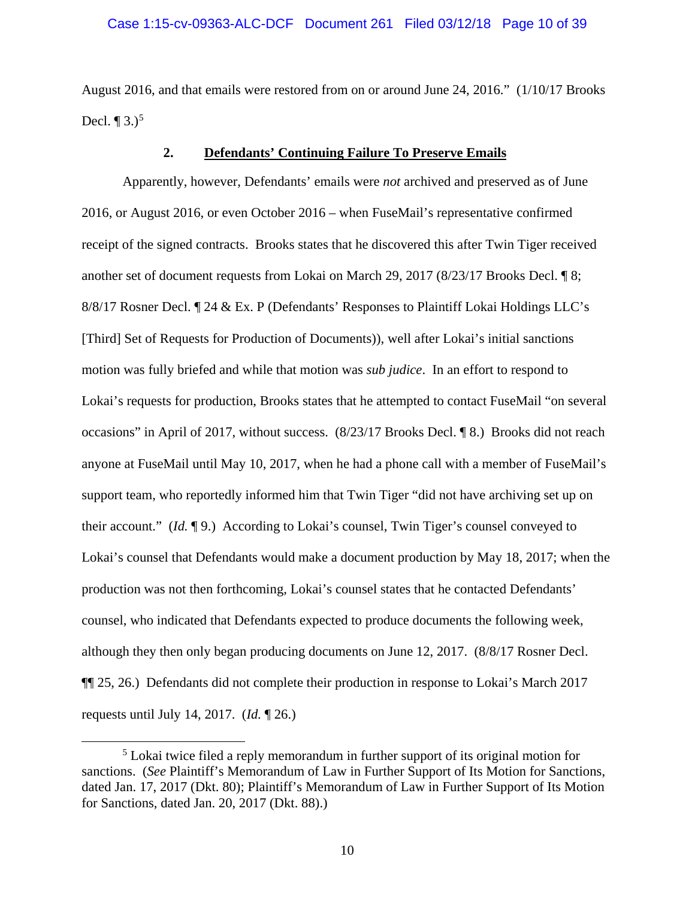August 2016, and that emails were restored from on or around June 24, 2016." (1/10/17 Brooks Decl. ¶ 3.)[5]

### 2. **Defendants' Continuing Failure To Preserve Emails**

Apparently, however, Defendants' emails were *not* archived and preserved as of June 2016, or August 2016, or even October 2016 – when FuseMail's representative confirmed receipt of the signed contracts. Brooks states that he discovered this after Twin Tiger received another set of document requests from Lokai on March 29, 2017 (8/23/17 Brooks Decl. ¶ 8; 8/8/17 Rosner Decl. ¶ 24 & Ex. P (Defendants' Responses to Plaintiff Lokai Holdings LLC's [Third] Set of Requests for Production of Documents)), well after Lokai's initial sanctions motion was fully briefed and while that motion was *sub judice*. In an effort to respond to Lokai's requests for production, Brooks states that he attempted to contact FuseMail "on several occasions" in April of 2017, without success. (8/23/17 Brooks Decl. ¶ 8.) Brooks did not reach anyone at FuseMail until May 10, 2017, when he had a phone call with a member of FuseMail's support team, who reportedly informed him that Twin Tiger "did not have archiving set up on their account." (*Id.* ¶ 9.) According to Lokai's counsel, Twin Tiger's counsel conveyed to Lokai's counsel that Defendants would make a document production by May 18, 2017; when the production was not then forthcoming, Lokai's counsel states that he contacted Defendants' counsel, who indicated that Defendants expected to produce documents the following week, although they then only began producing documents on June 12, 2017. (8/8/17 Rosner Decl. ¶¶ 25, 26.) Defendants did not complete their production in response to Lokai's March 2017 requests until July 14, 2017. (*Id.* ¶ 26.)

---

[5] Lokai twice filed a reply memorandum in further support of its original motion for sanctions. (*See* Plaintiff's Memorandum of Law in Further Support of Its Motion for Sanctions, dated Jan. 17, 2017 (Dkt. 80); Plaintiff's Memorandum of Law in Further Support of Its Motion for Sanctions, dated Jan. 20, 2017 (Dkt. 88).)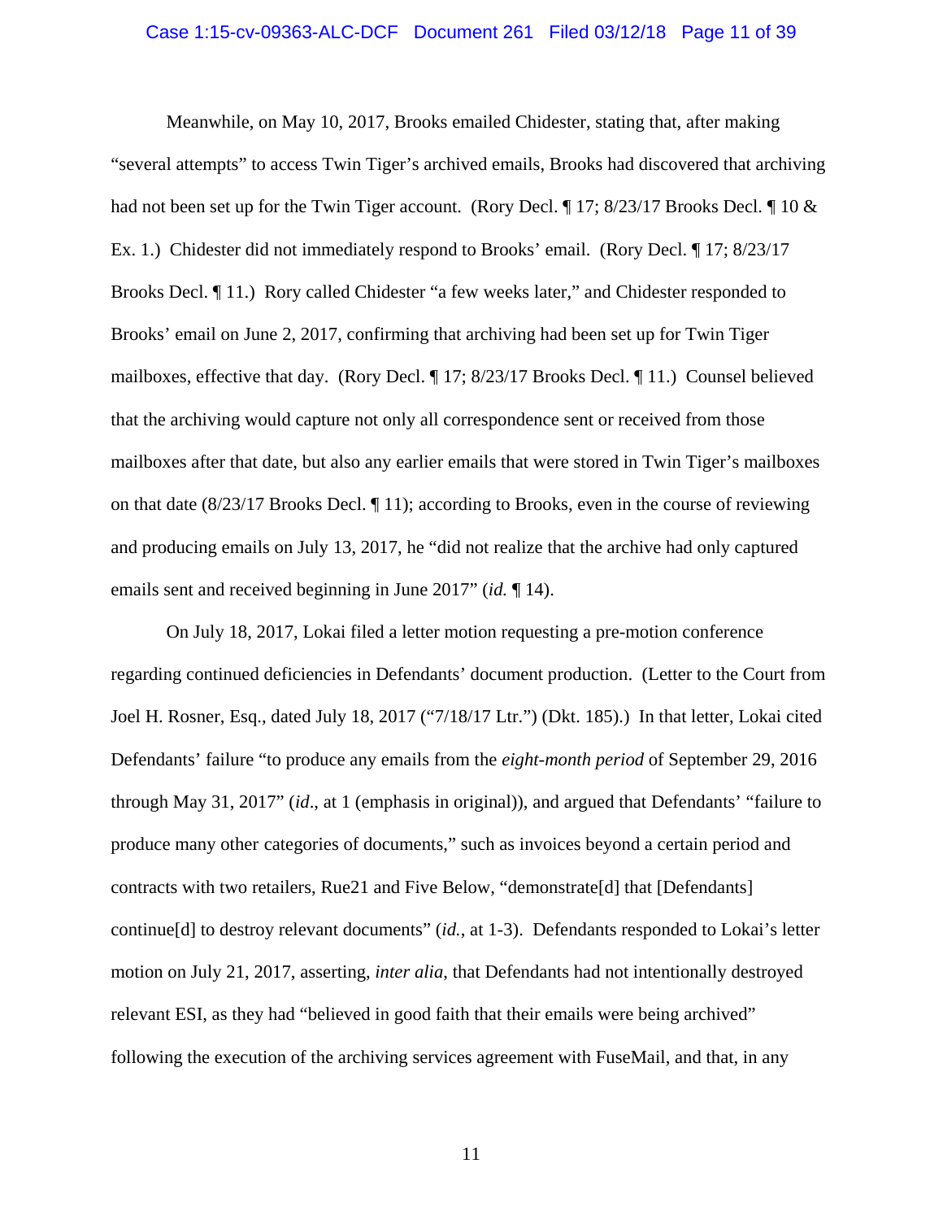Meanwhile, on May 10, 2017, Brooks emailed Chidester, stating that, after making "several attempts" to access Twin Tiger's archived emails, Brooks had discovered that archiving had not been set up for the Twin Tiger account. (Rory Decl. ¶ 17; 8/23/17 Brooks Decl. ¶ 10 & Ex. 1.) Chidester did not immediately respond to Brooks' email. (Rory Decl. ¶ 17; 8/23/17 Brooks Decl. ¶ 11.) Rory called Chidester "a few weeks later," and Chidester responded to Brooks' email on June 2, 2017, confirming that archiving had been set up for Twin Tiger mailboxes, effective that day. (Rory Decl. ¶ 17; 8/23/17 Brooks Decl. ¶ 11.) Counsel believed that the archiving would capture not only all correspondence sent or received from those mailboxes after that date, but also any earlier emails that were stored in Twin Tiger's mailboxes on that date (8/23/17 Brooks Decl. ¶ 11); according to Brooks, even in the course of reviewing and producing emails on July 13, 2017, he "did not realize that the archive had only captured emails sent and received beginning in June 2017" (*id.* ¶ 14).

On July 18, 2017, Lokai filed a letter motion requesting a pre-motion conference regarding continued deficiencies in Defendants' document production. (Letter to the Court from Joel H. Rosner, Esq., dated July 18, 2017 ("7/18/17 Ltr.") (Dkt. 185).) In that letter, Lokai cited Defendants' failure "to produce any emails from the *eight-month period* of September 29, 2016 through May 31, 2017" (*id*., at 1 (emphasis in original)), and argued that Defendants' "failure to produce many other categories of documents," such as invoices beyond a certain period and contracts with two retailers, Rue21 and Five Below, "demonstrate[d] that [Defendants] continue[d] to destroy relevant documents" (*id.*, at 1-3). Defendants responded to Lokai's letter motion on July 21, 2017, asserting, *inter alia*, that Defendants had not intentionally destroyed relevant ESI, as they had "believed in good faith that their emails were being archived" following the execution of the archiving services agreement with FuseMail, and that, in any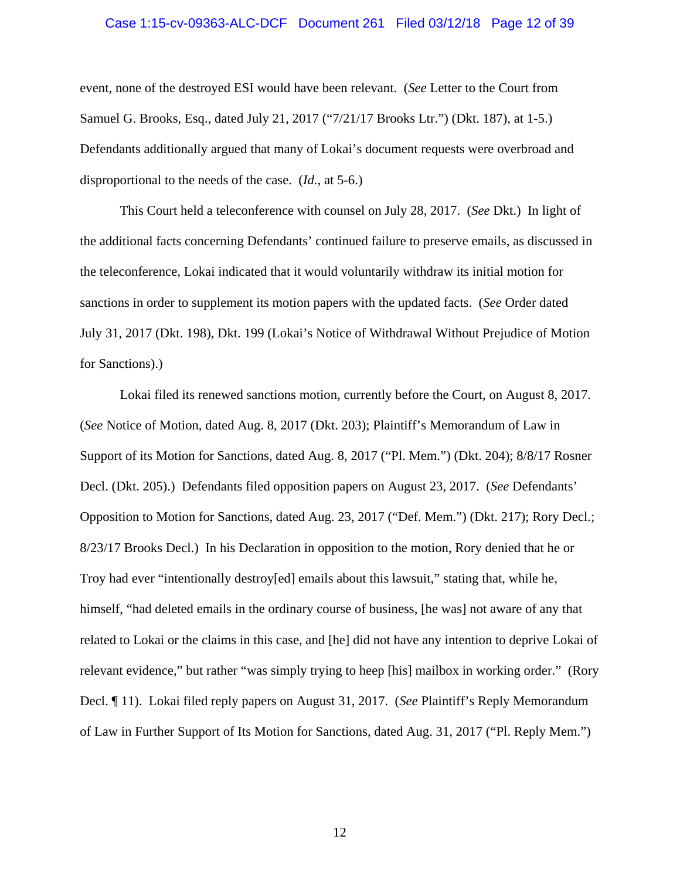event, none of the destroyed ESI would have been relevant. (*See* Letter to the Court from Samuel G. Brooks, Esq., dated July 21, 2017 ("7/21/17 Brooks Ltr.") (Dkt. 187), at 1-5.) Defendants additionally argued that many of Lokai's document requests were overbroad and disproportional to the needs of the case. (*Id.*, at 5-6.)

This Court held a teleconference with counsel on July 28, 2017. (*See* Dkt.) In light of the additional facts concerning Defendants' continued failure to preserve emails, as discussed in the teleconference, Lokai indicated that it would voluntarily withdraw its initial motion for sanctions in order to supplement its motion papers with the updated facts. (*See* Order dated July 31, 2017 (Dkt. 198), Dkt. 199 (Lokai's Notice of Withdrawal Without Prejudice of Motion for Sanctions).)

Lokai filed its renewed sanctions motion, currently before the Court, on August 8, 2017. (*See* Notice of Motion, dated Aug. 8, 2017 (Dkt. 203); Plaintiff's Memorandum of Law in Support of its Motion for Sanctions, dated Aug. 8, 2017 ("Pl. Mem.") (Dkt. 204); 8/8/17 Rosner Decl. (Dkt. 205).) Defendants filed opposition papers on August 23, 2017. (*See* Defendants' Opposition to Motion for Sanctions, dated Aug. 23, 2017 ("Def. Mem.") (Dkt. 217); Rory Decl.; 8/23/17 Brooks Decl.) In his Declaration in opposition to the motion, Rory denied that he or Troy had ever "intentionally destroy[ed] emails about this lawsuit," stating that, while he, himself, "had deleted emails in the ordinary course of business, [he was] not aware of any that related to Lokai or the claims in this case, and [he] did not have any intention to deprive Lokai of relevant evidence," but rather "was simply trying to heep [his] mailbox in working order." (Rory Decl. ¶ 11). Lokai filed reply papers on August 31, 2017. (*See* Plaintiff's Reply Memorandum of Law in Further Support of Its Motion for Sanctions, dated Aug. 31, 2017 ("Pl. Reply Mem.")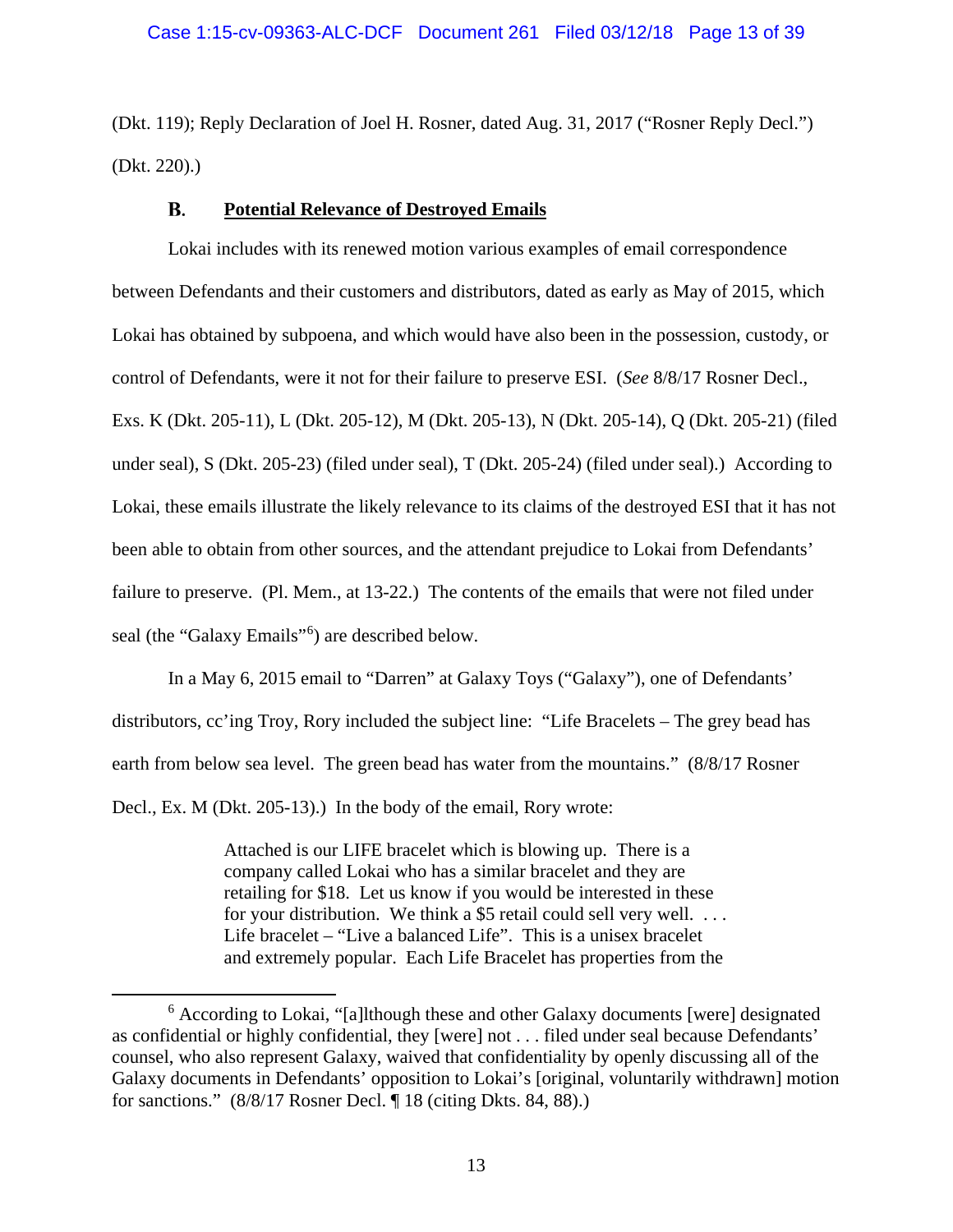(Dkt. 119); Reply Declaration of Joel H. Rosner, dated Aug. 31, 2017 ("Rosner Reply Decl.") (Dkt. 220).)

### B. Potential Relevance of Destroyed Emails

Lokai includes with its renewed motion various examples of email correspondence between Defendants and their customers and distributors, dated as early as May of 2015, which Lokai has obtained by subpoena, and which would have also been in the possession, custody, or control of Defendants, were it not for their failure to preserve ESI. (*See* 8/8/17 Rosner Decl., Exs. K (Dkt. 205-11), L (Dkt. 205-12), M (Dkt. 205-13), N (Dkt. 205-14), Q (Dkt. 205-21) (filed under seal), S (Dkt. 205-23) (filed under seal), T (Dkt. 205-24) (filed under seal).) According to Lokai, these emails illustrate the likely relevance to its claims of the destroyed ESI that it has not been able to obtain from other sources, and the attendant prejudice to Lokai from Defendants' failure to preserve. (Pl. Mem., at 13-22.) The contents of the emails that were not filed under seal (the "Galaxy Emails"[6]) are described below.

In a May 6, 2015 email to "Darren" at Galaxy Toys ("Galaxy"), one of Defendants' distributors, cc'ing Troy, Rory included the subject line: "Life Bracelets – The grey bead has earth from below sea level. The green bead has water from the mountains." (8/8/17 Rosner Decl., Ex. M (Dkt. 205-13).) In the body of the email, Rory wrote:

> Attached is our LIFE bracelet which is blowing up. There is a company called Lokai who has a similar bracelet and they are retailing for $18. Let us know if you would be interested in these for your distribution. We think a $5 retail could sell very well. . . . Life bracelet – "Live a balanced Life". This is a unisex bracelet and extremely popular. Each Life Bracelet has properties from the

---

[6] According to Lokai, "[a]lthough these and other Galaxy documents [were] designated as confidential or highly confidential, they [were] not . . . filed under seal because Defendants' counsel, who also represent Galaxy, waived that confidentiality by openly discussing all of the Galaxy documents in Defendants' opposition to Lokai's [original, voluntarily withdrawn] motion for sanctions." (8/8/17 Rosner Decl. ¶ 18 (citing Dkts. 84, 88).)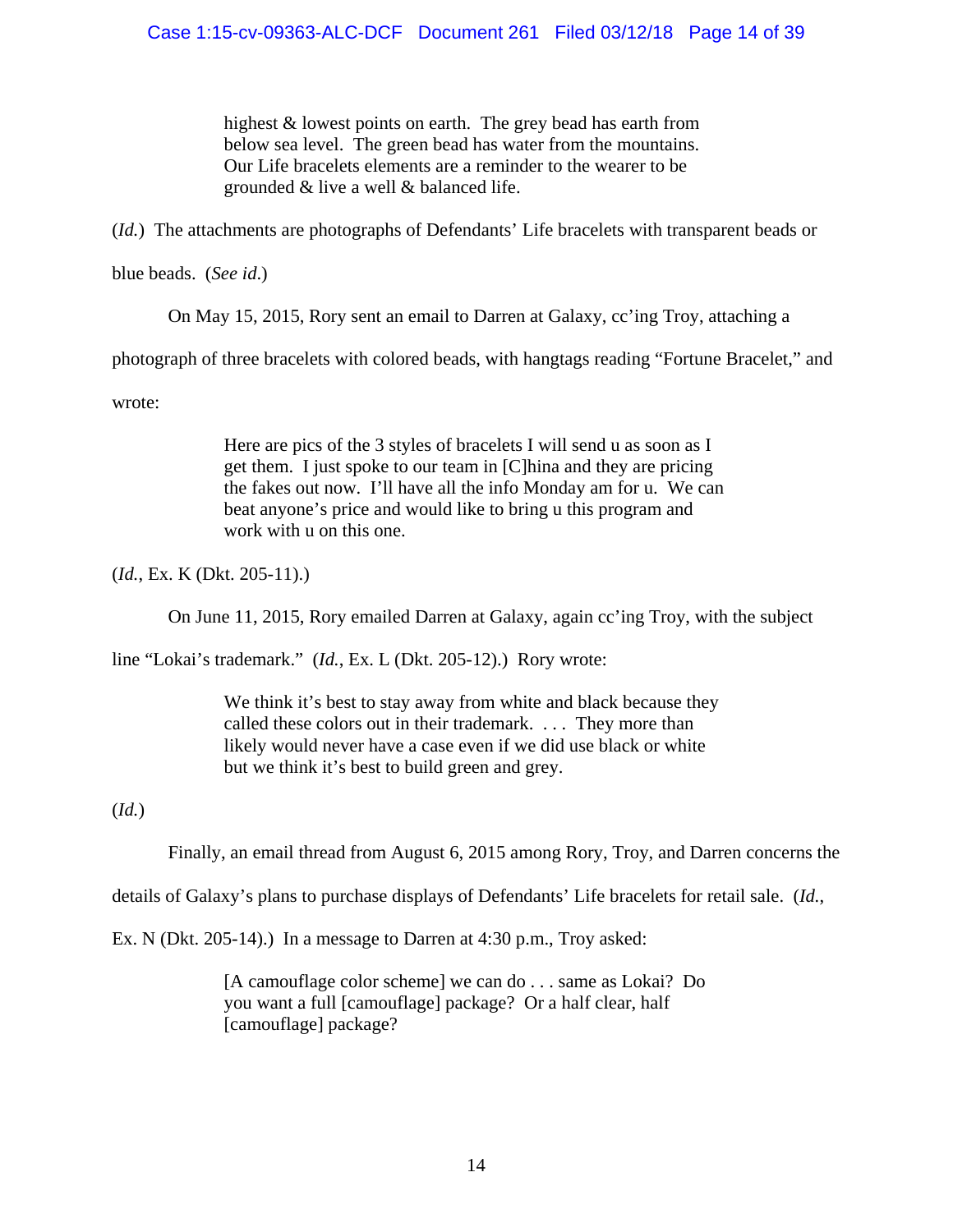> highest & lowest points on earth. The grey bead has earth from below sea level. The green bead has water from the mountains. Our Life bracelets elements are a reminder to the wearer to be grounded & live a well & balanced life.

(*Id.*) The attachments are photographs of Defendants' Life bracelets with transparent beads or blue beads. (*See id.*)

On May 15, 2015, Rory sent an email to Darren at Galaxy, cc'ing Troy, attaching a photograph of three bracelets with colored beads, with hangtags reading "Fortune Bracelet," and wrote:

> Here are pics of the 3 styles of bracelets I will send u as soon as I get them. I just spoke to our team in [C]hina and they are pricing the fakes out now. I'll have all the info Monday am for u. We can beat anyone's price and would like to bring u this program and work with u on this one.

(*Id.*, Ex. K (Dkt. 205-11).)

On June 11, 2015, Rory emailed Darren at Galaxy, again cc'ing Troy, with the subject line "Lokai's trademark." (*Id.*, Ex. L (Dkt. 205-12).) Rory wrote:

> We think it's best to stay away from white and black because they called these colors out in their trademark. . . . They more than likely would never have a case even if we did use black or white but we think it's best to build green and grey.

(*Id.*)

Finally, an email thread from August 6, 2015 among Rory, Troy, and Darren concerns the details of Galaxy's plans to purchase displays of Defendants' Life bracelets for retail sale. (*Id.*, Ex. N (Dkt. 205-14).) In a message to Darren at 4:30 p.m., Troy asked:

> [A camouflage color scheme] we can do . . . same as Lokai? Do you want a full [camouflage] package? Or a half clear, half [camouflage] package?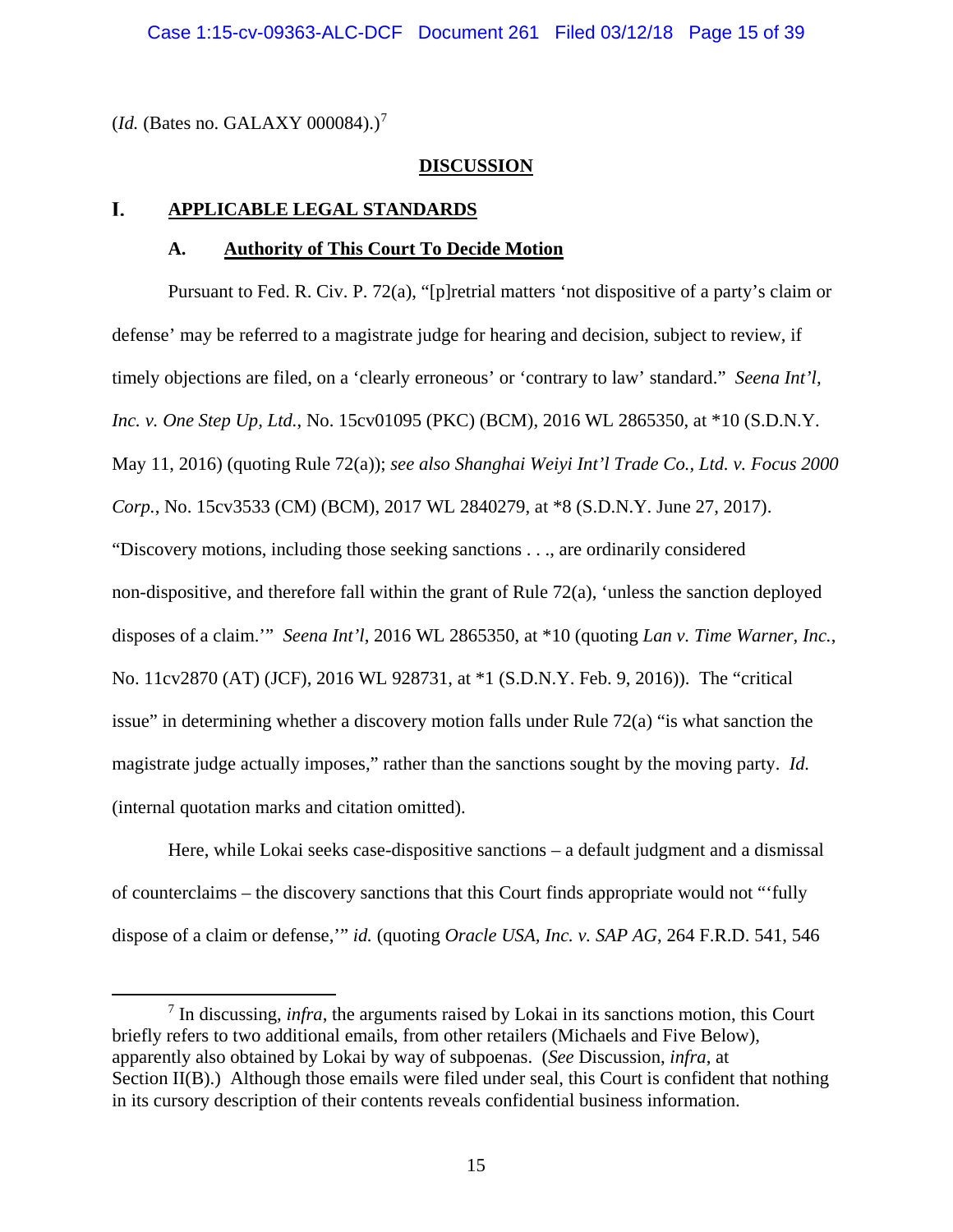(*Id.* (Bates no. GALAXY 000084).)[7]

## DISCUSSION

### I. APPLICABLE LEGAL STANDARDS

#### A. Authority of This Court To Decide Motion

Pursuant to Fed. R. Civ. P. 72(a), "[p]retrial matters 'not dispositive of a party's claim or defense' may be referred to a magistrate judge for hearing and decision, subject to review, if timely objections are filed, on a 'clearly erroneous' or 'contrary to law' standard." *Seena Int'l, Inc. v. One Step Up, Ltd.*, No. 15cv01095 (PKC) (BCM), 2016 WL 2865350, at *10 (S.D.N.Y. May 11, 2016) (quoting Rule 72(a)); *see also Shanghai Weiyi Int'l Trade Co., Ltd. v. Focus 2000 Corp.*, No. 15cv3533 (CM) (BCM), 2017 WL 2840279, at *8 (S.D.N.Y. June 27, 2017). "Discovery motions, including those seeking sanctions . . ., are ordinarily considered non-dispositive, and therefore fall within the grant of Rule 72(a), 'unless the sanction deployed disposes of a claim.'" *Seena Int'l*, 2016 WL 2865350, at *10 (quoting *Lan v. Time Warner, Inc.*, No. 11cv2870 (AT) (JCF), 2016 WL 928731, at *1 (S.D.N.Y. Feb. 9, 2016)). The "critical issue" in determining whether a discovery motion falls under Rule 72(a) "is what sanction the magistrate judge actually imposes," rather than the sanctions sought by the moving party. *Id.* (internal quotation marks and citation omitted).

Here, while Lokai seeks case-dispositive sanctions – a default judgment and a dismissal of counterclaims – the discovery sanctions that this Court finds appropriate would not "'fully dispose of a claim or defense,'" *id.* (quoting *Oracle USA, Inc. v. SAP AG*, 264 F.R.D. 541, 546

---

[7] In discussing, *infra*, the arguments raised by Lokai in its sanctions motion, this Court briefly refers to two additional emails, from other retailers (Michaels and Five Below), apparently also obtained by Lokai by way of subpoenas. (*See* Discussion, *infra*, at Section II(B).) Although those emails were filed under seal, this Court is confident that nothing in its cursory description of their contents reveals confidential business information.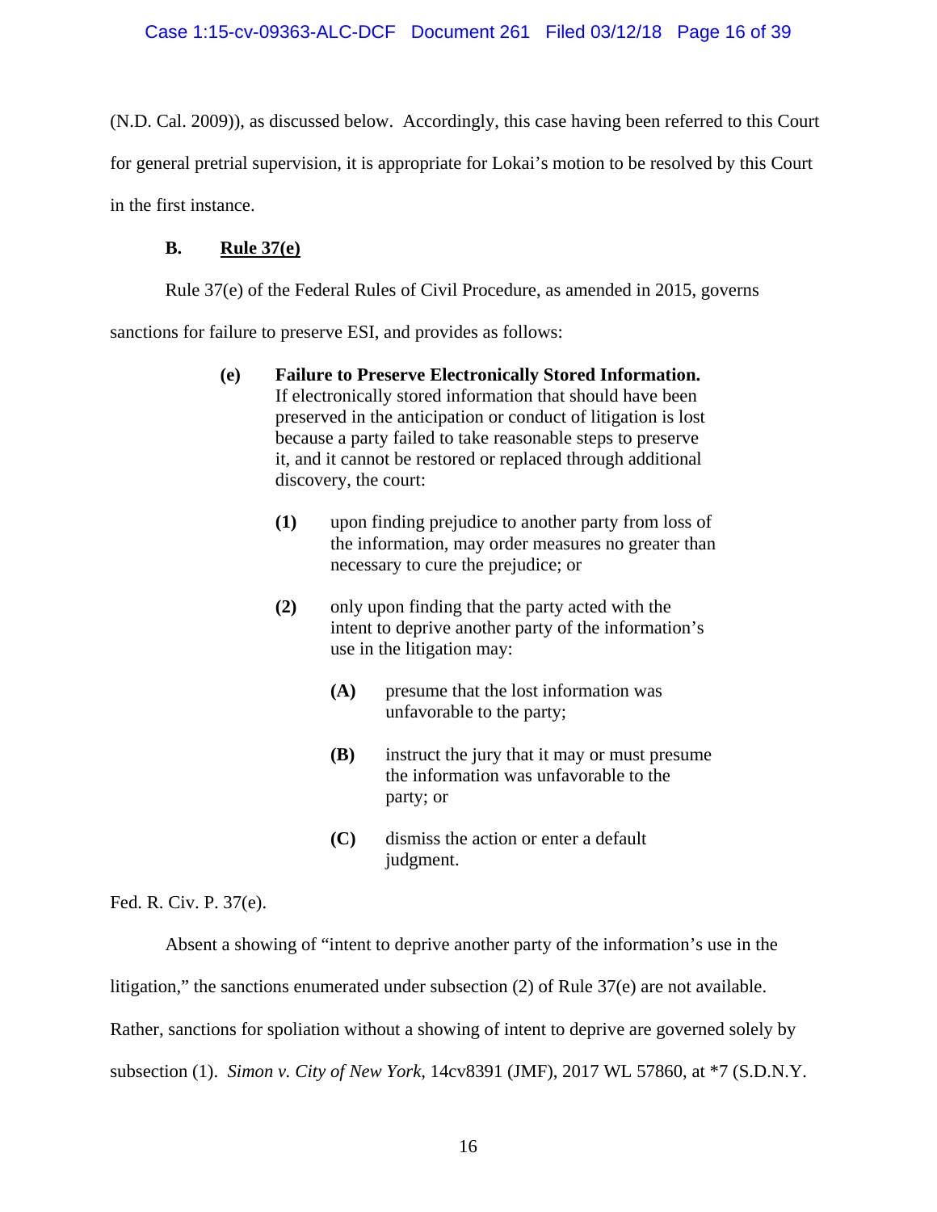(N.D. Cal. 2009)), as discussed below. Accordingly, this case having been referred to this Court for general pretrial supervision, it is appropriate for Lokai's motion to be resolved by this Court in the first instance.

### B. Rule 37(e)

Rule 37(e) of the Federal Rules of Civil Procedure, as amended in 2015, governs sanctions for failure to preserve ESI, and provides as follows:

> **(e) Failure to Preserve Electronically Stored Information.** If electronically stored information that should have been preserved in the anticipation or conduct of litigation is lost because a party failed to take reasonable steps to preserve it, and it cannot be restored or replaced through additional discovery, the court:
>
> **(1)** upon finding prejudice to another party from loss of the information, may order measures no greater than necessary to cure the prejudice; or
>
> **(2)** only upon finding that the party acted with the intent to deprive another party of the information's use in the litigation may:
>
> **(A)** presume that the lost information was unfavorable to the party;
>
> **(B)** instruct the jury that it may or must presume the information was unfavorable to the party; or
>
> **(C)** dismiss the action or enter a default judgment.

Fed. R. Civ. P. 37(e).

Absent a showing of "intent to deprive another party of the information's use in the litigation," the sanctions enumerated under subsection (2) of Rule 37(e) are not available. Rather, sanctions for spoliation without a showing of intent to deprive are governed solely by subsection (1). *Simon v. City of New York*, 14cv8391 (JMF), 2017 WL 57860, at *7 (S.D.N.Y.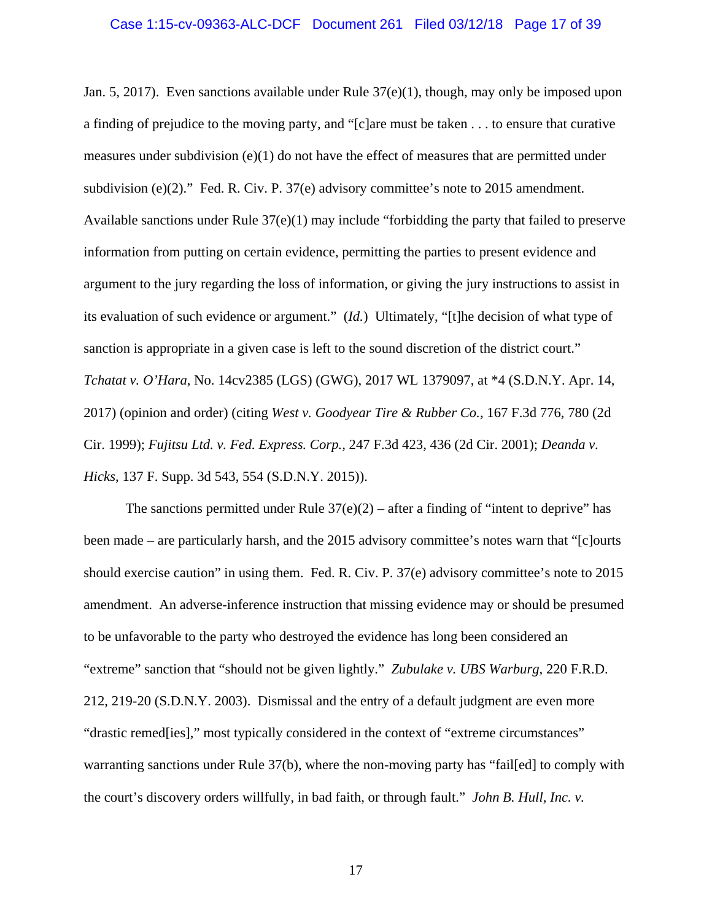Jan. 5, 2017). Even sanctions available under Rule 37(e)(1), though, may only be imposed upon a finding of prejudice to the moving party, and "[c]are must be taken . . . to ensure that curative measures under subdivision (e)(1) do not have the effect of measures that are permitted under subdivision (e)(2)." Fed. R. Civ. P. 37(e) advisory committee's note to 2015 amendment. Available sanctions under Rule 37(e)(1) may include "forbidding the party that failed to preserve information from putting on certain evidence, permitting the parties to present evidence and argument to the jury regarding the loss of information, or giving the jury instructions to assist in its evaluation of such evidence or argument." (*Id.*) Ultimately, "[t]he decision of what type of sanction is appropriate in a given case is left to the sound discretion of the district court." *Tchatat v. O'Hara*, No. 14cv2385 (LGS) (GWG), 2017 WL 1379097, at *4 (S.D.N.Y. Apr. 14, 2017) (opinion and order) (citing *West v. Goodyear Tire & Rubber Co.*, 167 F.3d 776, 780 (2d Cir. 1999); *Fujitsu Ltd. v. Fed. Express. Corp.*, 247 F.3d 423, 436 (2d Cir. 2001); *Deanda v. Hicks*, 137 F. Supp. 3d 543, 554 (S.D.N.Y. 2015)).

The sanctions permitted under Rule 37(e)(2) – after a finding of "intent to deprive" has been made – are particularly harsh, and the 2015 advisory committee's notes warn that "[c]ourts should exercise caution" in using them. Fed. R. Civ. P. 37(e) advisory committee's note to 2015 amendment. An adverse-inference instruction that missing evidence may or should be presumed to be unfavorable to the party who destroyed the evidence has long been considered an "extreme" sanction that "should not be given lightly." *Zubulake v. UBS Warburg*, 220 F.R.D. 212, 219-20 (S.D.N.Y. 2003). Dismissal and the entry of a default judgment are even more "drastic remed[ies]," most typically considered in the context of "extreme circumstances" warranting sanctions under Rule 37(b), where the non-moving party has "fail[ed] to comply with the court's discovery orders willfully, in bad faith, or through fault." *John B. Hull, Inc. v.*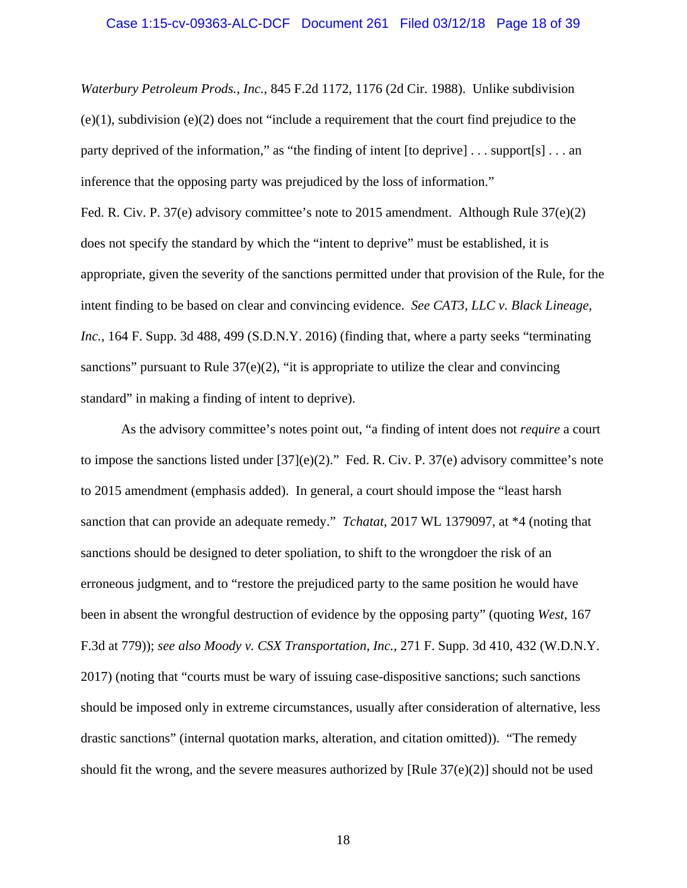*Waterbury Petroleum Prods., Inc.*, 845 F.2d 1172, 1176 (2d Cir. 1988). Unlike subdivision (e)(1), subdivision (e)(2) does not "include a requirement that the court find prejudice to the party deprived of the information," as "the finding of intent [to deprive] . . . support[s] . . . an inference that the opposing party was prejudiced by the loss of information." Fed. R. Civ. P. 37(e) advisory committee's note to 2015 amendment. Although Rule 37(e)(2) does not specify the standard by which the "intent to deprive" must be established, it is appropriate, given the severity of the sanctions permitted under that provision of the Rule, for the intent finding to be based on clear and convincing evidence. *See CAT3, LLC v. Black Lineage, Inc.*, 164 F. Supp. 3d 488, 499 (S.D.N.Y. 2016) (finding that, where a party seeks "terminating sanctions" pursuant to Rule 37(e)(2), "it is appropriate to utilize the clear and convincing standard" in making a finding of intent to deprive).

As the advisory committee's notes point out, "a finding of intent does not *require* a court to impose the sanctions listed under [37](e)(2)." Fed. R. Civ. P. 37(e) advisory committee's note to 2015 amendment (emphasis added). In general, a court should impose the "least harsh sanction that can provide an adequate remedy." *Tchatat*, 2017 WL 1379097, at *4 (noting that sanctions should be designed to deter spoliation, to shift to the wrongdoer the risk of an erroneous judgment, and to "restore the prejudiced party to the same position he would have been in absent the wrongful destruction of evidence by the opposing party" (quoting *West*, 167 F.3d at 779)); *see also Moody v. CSX Transportation, Inc.*, 271 F. Supp. 3d 410, 432 (W.D.N.Y. 2017) (noting that "courts must be wary of issuing case-dispositive sanctions; such sanctions should be imposed only in extreme circumstances, usually after consideration of alternative, less drastic sanctions" (internal quotation marks, alteration, and citation omitted)). "The remedy should fit the wrong, and the severe measures authorized by [Rule 37(e)(2)] should not be used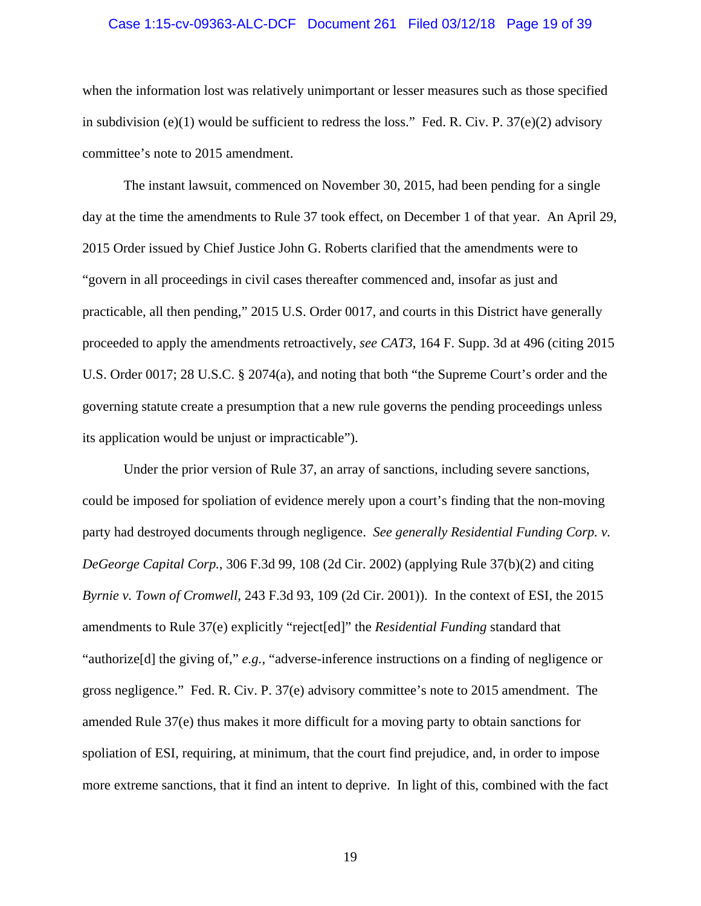when the information lost was relatively unimportant or lesser measures such as those specified in subdivision (e)(1) would be sufficient to redress the loss." Fed. R. Civ. P. 37(e)(2) advisory committee's note to 2015 amendment.

The instant lawsuit, commenced on November 30, 2015, had been pending for a single day at the time the amendments to Rule 37 took effect, on December 1 of that year. An April 29, 2015 Order issued by Chief Justice John G. Roberts clarified that the amendments were to "govern in all proceedings in civil cases thereafter commenced and, insofar as just and practicable, all then pending," 2015 U.S. Order 0017, and courts in this District have generally proceeded to apply the amendments retroactively, *see CAT3*, 164 F. Supp. 3d at 496 (citing 2015 U.S. Order 0017; 28 U.S.C. § 2074(a), and noting that both "the Supreme Court's order and the governing statute create a presumption that a new rule governs the pending proceedings unless its application would be unjust or impracticable").

Under the prior version of Rule 37, an array of sanctions, including severe sanctions, could be imposed for spoliation of evidence merely upon a court's finding that the non-moving party had destroyed documents through negligence. *See generally Residential Funding Corp. v. DeGeorge Capital Corp.*, 306 F.3d 99, 108 (2d Cir. 2002) (applying Rule 37(b)(2) and citing *Byrnie v. Town of Cromwell*, 243 F.3d 93, 109 (2d Cir. 2001)). In the context of ESI, the 2015 amendments to Rule 37(e) explicitly "reject[ed]" the *Residential Funding* standard that "authorize[d] the giving of," *e.g.*, "adverse-inference instructions on a finding of negligence or gross negligence." Fed. R. Civ. P. 37(e) advisory committee's note to 2015 amendment. The amended Rule 37(e) thus makes it more difficult for a moving party to obtain sanctions for spoliation of ESI, requiring, at minimum, that the court find prejudice, and, in order to impose more extreme sanctions, that it find an intent to deprive. In light of this, combined with the fact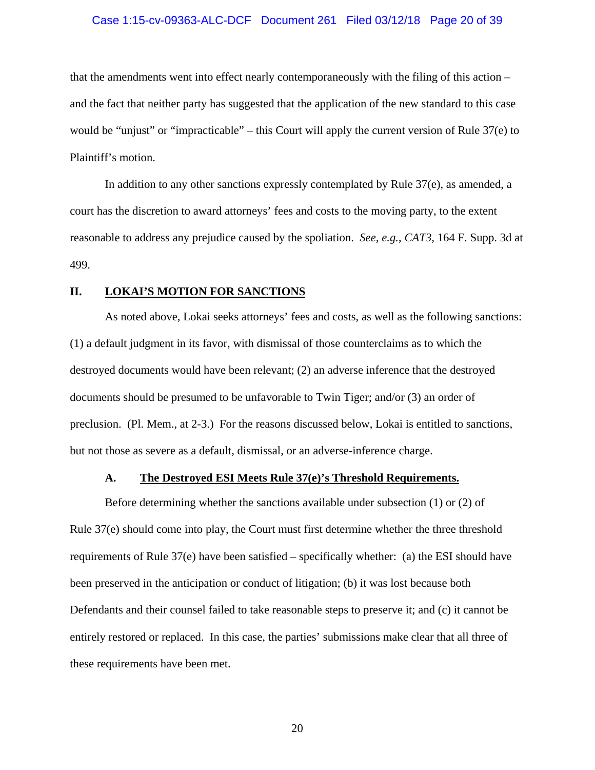that the amendments went into effect nearly contemporaneously with the filing of this action – and the fact that neither party has suggested that the application of the new standard to this case would be "unjust" or "impracticable" – this Court will apply the current version of Rule 37(e) to Plaintiff's motion.

In addition to any other sanctions expressly contemplated by Rule 37(e), as amended, a court has the discretion to award attorneys' fees and costs to the moving party, to the extent reasonable to address any prejudice caused by the spoliation. *See, e.g.*, *CAT3*, 164 F. Supp. 3d at 499.

## II. <u>LOKAI'S MOTION FOR SANCTIONS</u>

As noted above, Lokai seeks attorneys' fees and costs, as well as the following sanctions: (1) a default judgment in its favor, with dismissal of those counterclaims as to which the destroyed documents would have been relevant; (2) an adverse inference that the destroyed documents should be presumed to be unfavorable to Twin Tiger; and/or (3) an order of preclusion. (Pl. Mem., at 2-3.) For the reasons discussed below, Lokai is entitled to sanctions, but not those as severe as a default, dismissal, or an adverse-inference charge.

### A. <u>The Destroyed ESI Meets Rule 37(e)'s Threshold Requirements.</u>

Before determining whether the sanctions available under subsection (1) or (2) of Rule 37(e) should come into play, the Court must first determine whether the three threshold requirements of Rule 37(e) have been satisfied – specifically whether: (a) the ESI should have been preserved in the anticipation or conduct of litigation; (b) it was lost because both Defendants and their counsel failed to take reasonable steps to preserve it; and (c) it cannot be entirely restored or replaced. In this case, the parties' submissions make clear that all three of these requirements have been met.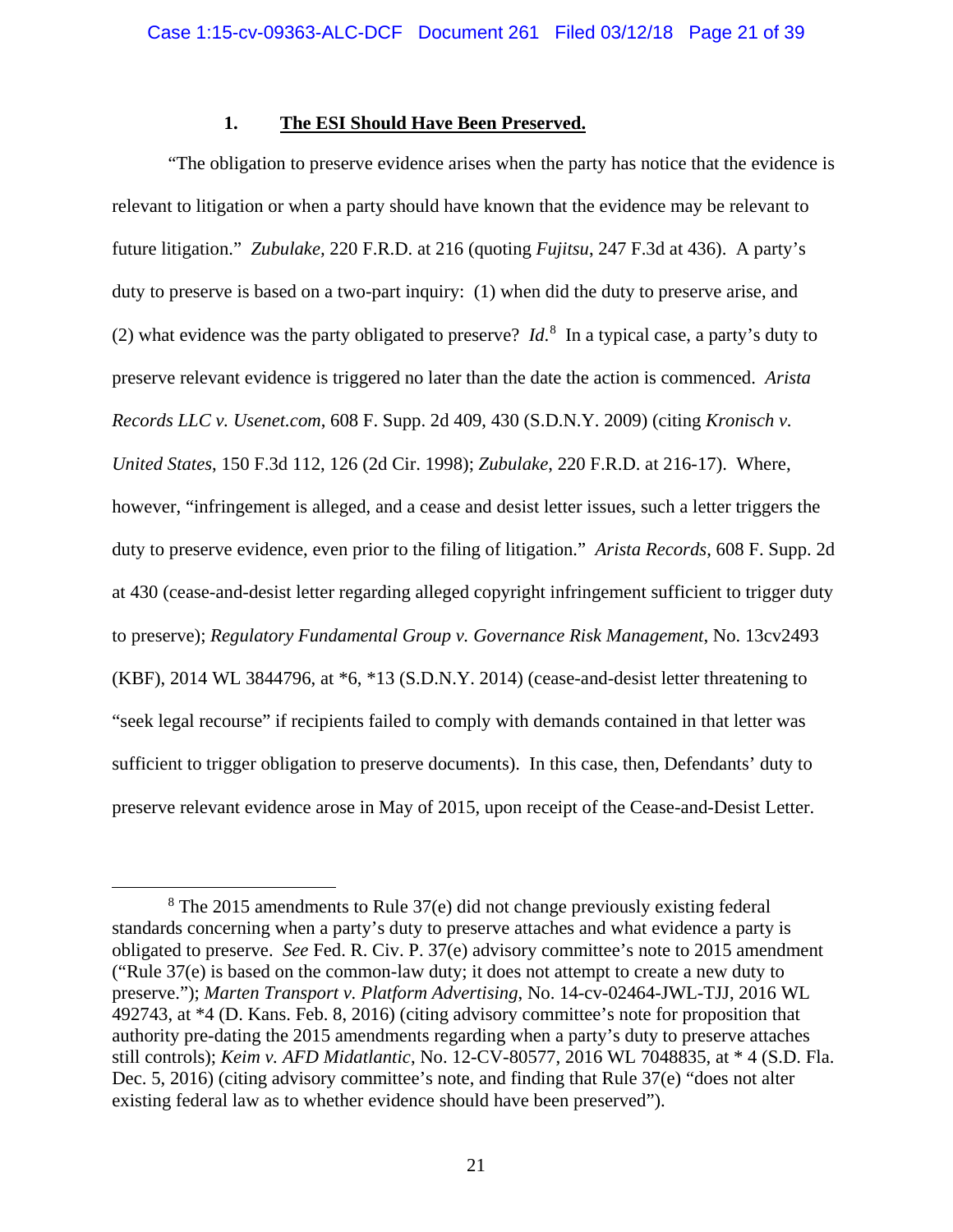### 1. **The ESI Should Have Been Preserved.**

"The obligation to preserve evidence arises when the party has notice that the evidence is relevant to litigation or when a party should have known that the evidence may be relevant to future litigation." *Zubulake*, 220 F.R.D. at 216 (quoting *Fujitsu*, 247 F.3d at 436). A party's duty to preserve is based on a two-part inquiry: (1) when did the duty to preserve arise, and (2) what evidence was the party obligated to preserve? *Id.*[8] In a typical case, a party's duty to preserve relevant evidence is triggered no later than the date the action is commenced. *Arista Records LLC v. Usenet.com*, 608 F. Supp. 2d 409, 430 (S.D.N.Y. 2009) (citing *Kronisch v. United States*, 150 F.3d 112, 126 (2d Cir. 1998); *Zubulake*, 220 F.R.D. at 216-17). Where, however, "infringement is alleged, and a cease and desist letter issues, such a letter triggers the duty to preserve evidence, even prior to the filing of litigation." *Arista Records*, 608 F. Supp. 2d at 430 (cease-and-desist letter regarding alleged copyright infringement sufficient to trigger duty to preserve); *Regulatory Fundamental Group v. Governance Risk Management*, No. 13cv2493 (KBF), 2014 WL 3844796, at *6, *13 (S.D.N.Y. 2014) (cease-and-desist letter threatening to "seek legal recourse" if recipients failed to comply with demands contained in that letter was sufficient to trigger obligation to preserve documents). In this case, then, Defendants' duty to preserve relevant evidence arose in May of 2015, upon receipt of the Cease-and-Desist Letter.

---

[8] The 2015 amendments to Rule 37(e) did not change previously existing federal standards concerning when a party's duty to preserve attaches and what evidence a party is obligated to preserve. *See* Fed. R. Civ. P. 37(e) advisory committee's note to 2015 amendment ("Rule 37(e) is based on the common-law duty; it does not attempt to create a new duty to preserve."); *Marten Transport v. Platform Advertising*, No. 14-cv-02464-JWL-TJJ, 2016 WL 492743, at *4 (D. Kans. Feb. 8, 2016) (citing advisory committee's note for proposition that authority pre-dating the 2015 amendments regarding when a party's duty to preserve attaches still controls); *Keim v. AFD Midatlantic*, No. 12-CV-80577, 2016 WL 7048835, at * 4 (S.D. Fla. Dec. 5, 2016) (citing advisory committee's note, and finding that Rule 37(e) "does not alter existing federal law as to whether evidence should have been preserved").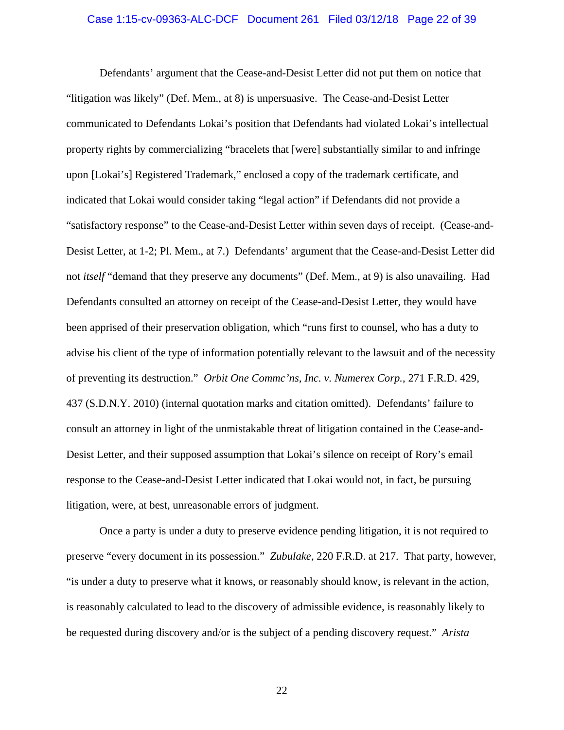Defendants' argument that the Cease-and-Desist Letter did not put them on notice that "litigation was likely" (Def. Mem., at 8) is unpersuasive. The Cease-and-Desist Letter communicated to Defendants Lokai's position that Defendants had violated Lokai's intellectual property rights by commercializing "bracelets that [were] substantially similar to and infringe upon [Lokai's] Registered Trademark," enclosed a copy of the trademark certificate, and indicated that Lokai would consider taking "legal action" if Defendants did not provide a "satisfactory response" to the Cease-and-Desist Letter within seven days of receipt. (Cease-and-Desist Letter, at 1-2; Pl. Mem., at 7.) Defendants' argument that the Cease-and-Desist Letter did not *itself* "demand that they preserve any documents" (Def. Mem., at 9) is also unavailing. Had Defendants consulted an attorney on receipt of the Cease-and-Desist Letter, they would have been apprised of their preservation obligation, which "runs first to counsel, who has a duty to advise his client of the type of information potentially relevant to the lawsuit and of the necessity of preventing its destruction." *Orbit One Commc'ns, Inc. v. Numerex Corp.*, 271 F.R.D. 429, 437 (S.D.N.Y. 2010) (internal quotation marks and citation omitted). Defendants' failure to consult an attorney in light of the unmistakable threat of litigation contained in the Cease-and-Desist Letter, and their supposed assumption that Lokai's silence on receipt of Rory's email response to the Cease-and-Desist Letter indicated that Lokai would not, in fact, be pursuing litigation, were, at best, unreasonable errors of judgment.

Once a party is under a duty to preserve evidence pending litigation, it is not required to preserve "every document in its possession." *Zubulake*, 220 F.R.D. at 217. That party, however, "is under a duty to preserve what it knows, or reasonably should know, is relevant in the action, is reasonably calculated to lead to the discovery of admissible evidence, is reasonably likely to be requested during discovery and/or is the subject of a pending discovery request." *Arista*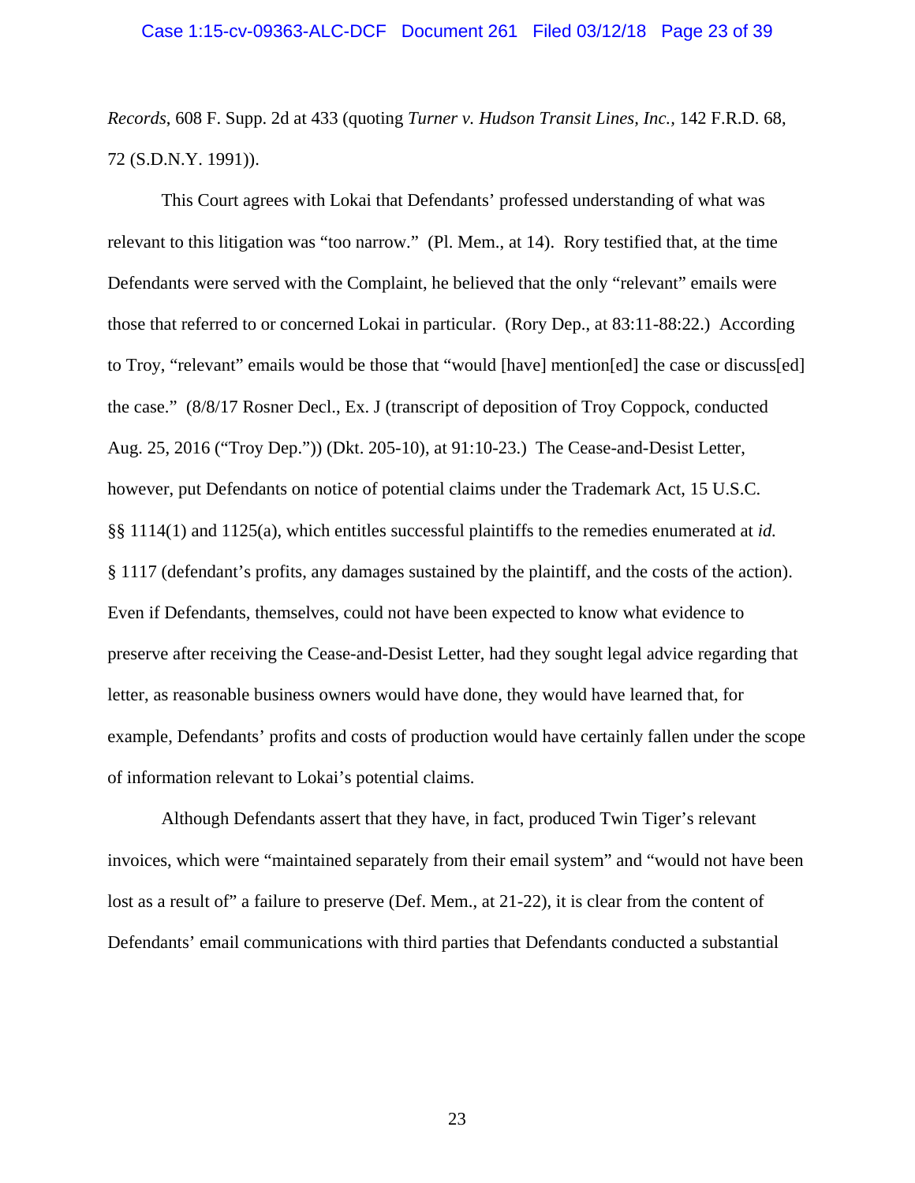*Records*, 608 F. Supp. 2d at 433 (quoting *Turner v. Hudson Transit Lines, Inc.*, 142 F.R.D. 68, 72 (S.D.N.Y. 1991)).

This Court agrees with Lokai that Defendants' professed understanding of what was relevant to this litigation was "too narrow." (Pl. Mem., at 14). Rory testified that, at the time Defendants were served with the Complaint, he believed that the only "relevant" emails were those that referred to or concerned Lokai in particular. (Rory Dep., at 83:11-88:22.) According to Troy, "relevant" emails would be those that "would [have] mention[ed] the case or discuss[ed] the case." (8/8/17 Rosner Decl., Ex. J (transcript of deposition of Troy Coppock, conducted Aug. 25, 2016 ("Troy Dep.")) (Dkt. 205-10), at 91:10-23.) The Cease-and-Desist Letter, however, put Defendants on notice of potential claims under the Trademark Act, 15 U.S.C. §§ 1114(1) and 1125(a), which entitles successful plaintiffs to the remedies enumerated at *id.* § 1117 (defendant's profits, any damages sustained by the plaintiff, and the costs of the action). Even if Defendants, themselves, could not have been expected to know what evidence to preserve after receiving the Cease-and-Desist Letter, had they sought legal advice regarding that letter, as reasonable business owners would have done, they would have learned that, for example, Defendants' profits and costs of production would have certainly fallen under the scope of information relevant to Lokai's potential claims.

Although Defendants assert that they have, in fact, produced Twin Tiger's relevant invoices, which were "maintained separately from their email system" and "would not have been lost as a result of" a failure to preserve (Def. Mem., at 21-22), it is clear from the content of Defendants' email communications with third parties that Defendants conducted a substantial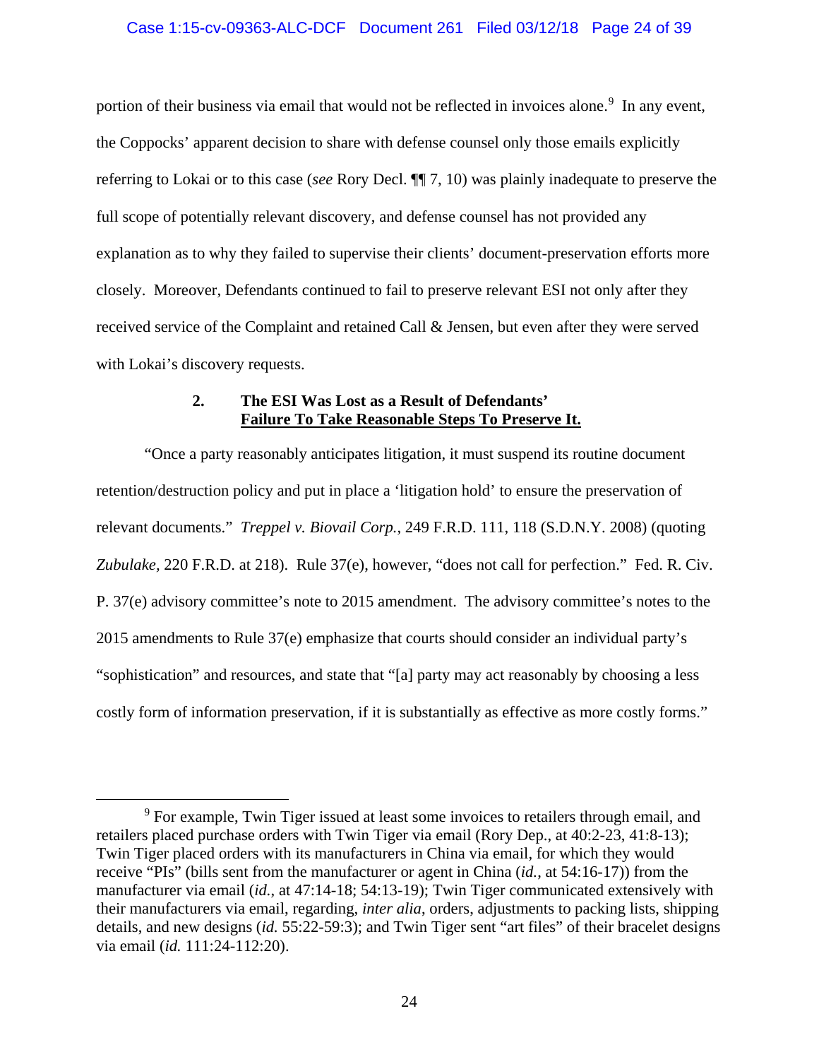portion of their business via email that would not be reflected in invoices alone.[9] In any event, the Coppocks' apparent decision to share with defense counsel only those emails explicitly referring to Lokai or to this case (*see* Rory Decl. ¶¶ 7, 10) was plainly inadequate to preserve the full scope of potentially relevant discovery, and defense counsel has not provided any explanation as to why they failed to supervise their clients' document-preservation efforts more closely. Moreover, Defendants continued to fail to preserve relevant ESI not only after they received service of the Complaint and retained Call & Jensen, but even after they were served with Lokai's discovery requests.

### 2. The ESI Was Lost as a Result of Defendants' Failure To Take Reasonable Steps To Preserve It.

"Once a party reasonably anticipates litigation, it must suspend its routine document retention/destruction policy and put in place a 'litigation hold' to ensure the preservation of relevant documents." *Treppel v. Biovail Corp.*, 249 F.R.D. 111, 118 (S.D.N.Y. 2008) (quoting *Zubulake*, 220 F.R.D. at 218). Rule 37(e), however, "does not call for perfection." Fed. R. Civ. P. 37(e) advisory committee's note to 2015 amendment. The advisory committee's notes to the 2015 amendments to Rule 37(e) emphasize that courts should consider an individual party's "sophistication" and resources, and state that "[a] party may act reasonably by choosing a less costly form of information preservation, if it is substantially as effective as more costly forms."

---

[9] For example, Twin Tiger issued at least some invoices to retailers through email, and retailers placed purchase orders with Twin Tiger via email (Rory Dep., at 40:2-23, 41:8-13); Twin Tiger placed orders with its manufacturers in China via email, for which they would receive "PIs" (bills sent from the manufacturer or agent in China (*id.*, at 54:16-17)) from the manufacturer via email (*id.*, at 47:14-18; 54:13-19); Twin Tiger communicated extensively with their manufacturers via email, regarding, *inter alia*, orders, adjustments to packing lists, shipping details, and new designs (*id.* 55:22-59:3); and Twin Tiger sent "art files" of their bracelet designs via email (*id.* 111:24-112:20).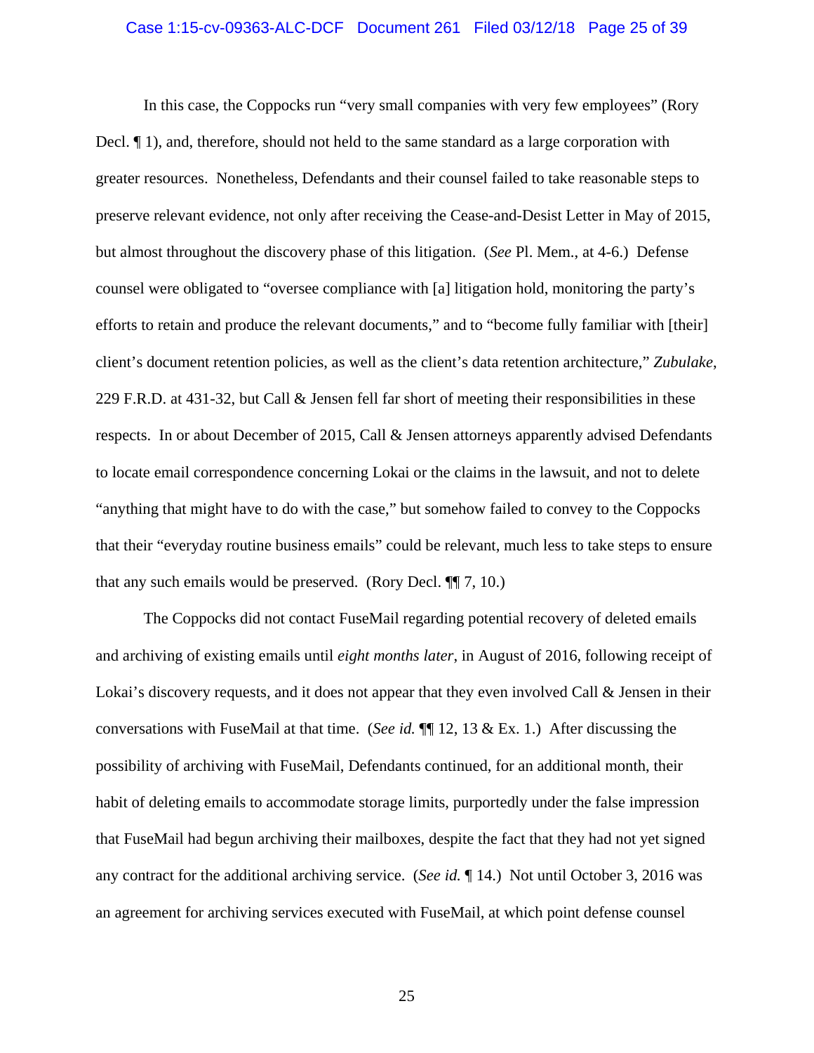In this case, the Coppocks run "very small companies with very few employees" (Rory Decl. ¶ 1), and, therefore, should not held to the same standard as a large corporation with greater resources. Nonetheless, Defendants and their counsel failed to take reasonable steps to preserve relevant evidence, not only after receiving the Cease-and-Desist Letter in May of 2015, but almost throughout the discovery phase of this litigation. (*See* Pl. Mem., at 4-6.) Defense counsel were obligated to "oversee compliance with [a] litigation hold, monitoring the party's efforts to retain and produce the relevant documents," and to "become fully familiar with [their] client's document retention policies, as well as the client's data retention architecture," *Zubulake*, 229 F.R.D. at 431-32, but Call & Jensen fell far short of meeting their responsibilities in these respects. In or about December of 2015, Call & Jensen attorneys apparently advised Defendants to locate email correspondence concerning Lokai or the claims in the lawsuit, and not to delete "anything that might have to do with the case," but somehow failed to convey to the Coppocks that their "everyday routine business emails" could be relevant, much less to take steps to ensure that any such emails would be preserved. (Rory Decl. ¶¶ 7, 10.)

The Coppocks did not contact FuseMail regarding potential recovery of deleted emails and archiving of existing emails until *eight months later*, in August of 2016, following receipt of Lokai's discovery requests, and it does not appear that they even involved Call & Jensen in their conversations with FuseMail at that time. (*See id.* ¶¶ 12, 13 & Ex. 1.) After discussing the possibility of archiving with FuseMail, Defendants continued, for an additional month, their habit of deleting emails to accommodate storage limits, purportedly under the false impression that FuseMail had begun archiving their mailboxes, despite the fact that they had not yet signed any contract for the additional archiving service. (*See id.* ¶ 14.) Not until October 3, 2016 was an agreement for archiving services executed with FuseMail, at which point defense counsel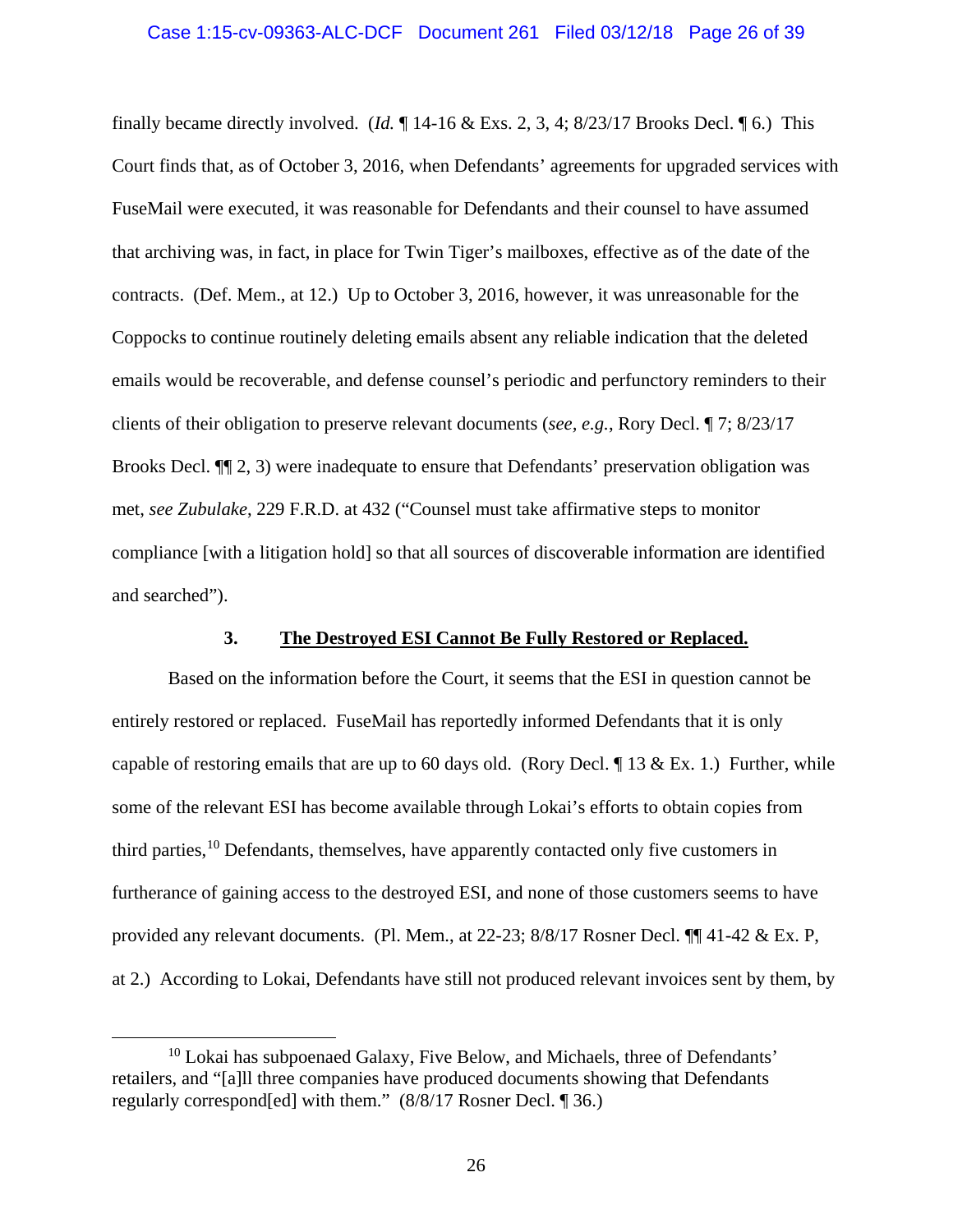finally became directly involved. (*Id.* ¶ 14-16 & Exs. 2, 3, 4; 8/23/17 Brooks Decl. ¶ 6.) This Court finds that, as of October 3, 2016, when Defendants' agreements for upgraded services with FuseMail were executed, it was reasonable for Defendants and their counsel to have assumed that archiving was, in fact, in place for Twin Tiger's mailboxes, effective as of the date of the contracts. (Def. Mem., at 12.) Up to October 3, 2016, however, it was unreasonable for the Coppocks to continue routinely deleting emails absent any reliable indication that the deleted emails would be recoverable, and defense counsel's periodic and perfunctory reminders to their clients of their obligation to preserve relevant documents (*see, e.g.*, Rory Decl. ¶ 7; 8/23/17 Brooks Decl. ¶¶ 2, 3) were inadequate to ensure that Defendants' preservation obligation was met, *see Zubulake*, 229 F.R.D. at 432 ("Counsel must take affirmative steps to monitor compliance [with a litigation hold] so that all sources of discoverable information are identified and searched").

### 3. **<u>The Destroyed ESI Cannot Be Fully Restored or Replaced.</u>**

Based on the information before the Court, it seems that the ESI in question cannot be entirely restored or replaced. FuseMail has reportedly informed Defendants that it is only capable of restoring emails that are up to 60 days old. (Rory Decl. ¶ 13 & Ex. 1.) Further, while some of the relevant ESI has become available through Lokai's efforts to obtain copies from third parties,[10] Defendants, themselves, have apparently contacted only five customers in furtherance of gaining access to the destroyed ESI, and none of those customers seems to have provided any relevant documents. (Pl. Mem., at 22-23; 8/8/17 Rosner Decl. ¶¶ 41-42 & Ex. P, at 2.) According to Lokai, Defendants have still not produced relevant invoices sent by them, by

[10] Lokai has subpoenaed Galaxy, Five Below, and Michaels, three of Defendants' retailers, and "[a]ll three companies have produced documents showing that Defendants regularly correspond[ed] with them." (8/8/17 Rosner Decl. ¶ 36.)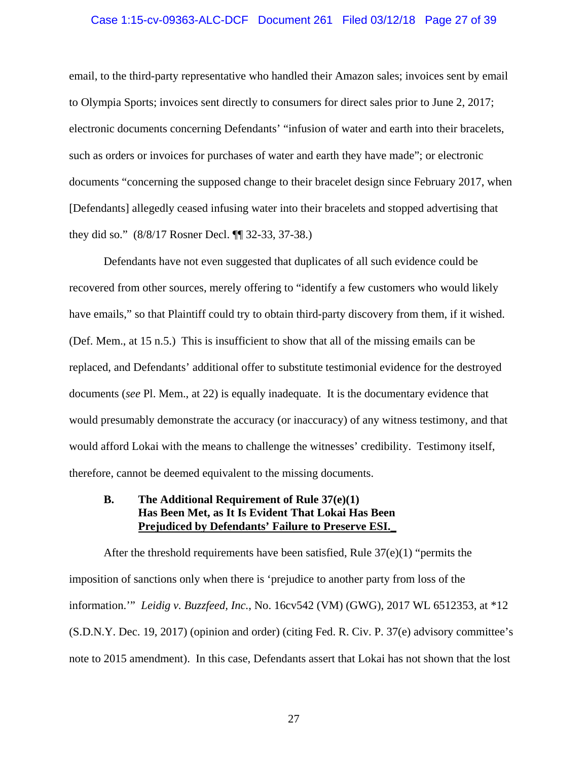email, to the third-party representative who handled their Amazon sales; invoices sent by email to Olympia Sports; invoices sent directly to consumers for direct sales prior to June 2, 2017; electronic documents concerning Defendants' "infusion of water and earth into their bracelets, such as orders or invoices for purchases of water and earth they have made"; or electronic documents "concerning the supposed change to their bracelet design since February 2017, when [Defendants] allegedly ceased infusing water into their bracelets and stopped advertising that they did so." (8/8/17 Rosner Decl. ¶¶ 32-33, 37-38.)

Defendants have not even suggested that duplicates of all such evidence could be recovered from other sources, merely offering to "identify a few customers who would likely have emails," so that Plaintiff could try to obtain third-party discovery from them, if it wished. (Def. Mem., at 15 n.5.) This is insufficient to show that all of the missing emails can be replaced, and Defendants' additional offer to substitute testimonial evidence for the destroyed documents (*see* Pl. Mem., at 22) is equally inadequate. It is the documentary evidence that would presumably demonstrate the accuracy (or inaccuracy) of any witness testimony, and that would afford Lokai with the means to challenge the witnesses' credibility. Testimony itself, therefore, cannot be deemed equivalent to the missing documents.

### B. The Additional Requirement of Rule 37(e)(1) Has Been Met, as It Is Evident That Lokai Has Been Prejudiced by Defendants' Failure to Preserve ESI.

After the threshold requirements have been satisfied, Rule 37(e)(1) "permits the imposition of sanctions only when there is 'prejudice to another party from loss of the information.'" *Leidig v. Buzzfeed, Inc.*, No. 16cv542 (VM) (GWG), 2017 WL 6512353, at *12 (S.D.N.Y. Dec. 19, 2017) (opinion and order) (citing Fed. R. Civ. P. 37(e) advisory committee's note to 2015 amendment). In this case, Defendants assert that Lokai has not shown that the lost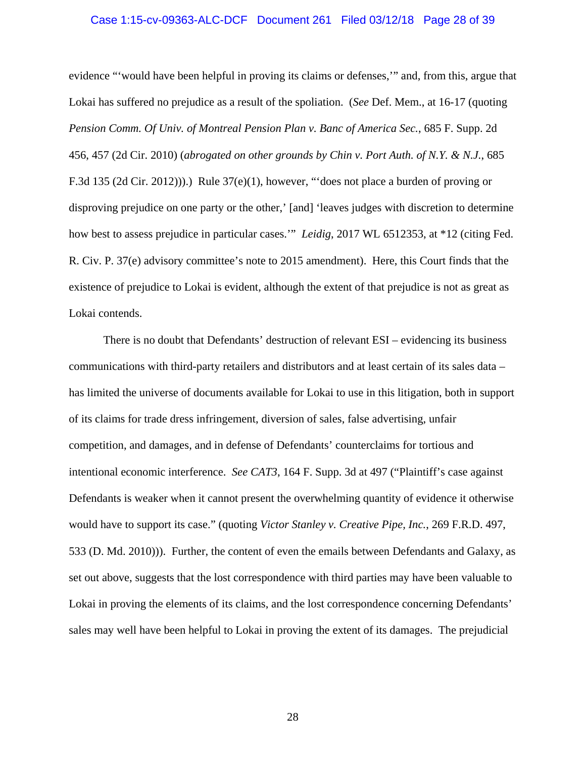evidence "'would have been helpful in proving its claims or defenses,'" and, from this, argue that Lokai has suffered no prejudice as a result of the spoliation. (*See* Def. Mem., at 16-17 (quoting *Pension Comm. Of Univ. of Montreal Pension Plan v. Banc of America Sec.*, 685 F. Supp. 2d 456, 457 (2d Cir. 2010) (*abrogated on other grounds by Chin v. Port Auth. of N.Y. & N.J.*, 685 F.3d 135 (2d Cir. 2012))).) Rule 37(e)(1), however, "'does not place a burden of proving or disproving prejudice on one party or the other,' [and] 'leaves judges with discretion to determine how best to assess prejudice in particular cases.'" *Leidig*, 2017 WL 6512353, at *12 (citing Fed. R. Civ. P. 37(e) advisory committee's note to 2015 amendment). Here, this Court finds that the existence of prejudice to Lokai is evident, although the extent of that prejudice is not as great as Lokai contends.

There is no doubt that Defendants' destruction of relevant ESI – evidencing its business communications with third-party retailers and distributors and at least certain of its sales data – has limited the universe of documents available for Lokai to use in this litigation, both in support of its claims for trade dress infringement, diversion of sales, false advertising, unfair competition, and damages, and in defense of Defendants' counterclaims for tortious and intentional economic interference. *See CAT3*, 164 F. Supp. 3d at 497 ("Plaintiff's case against Defendants is weaker when it cannot present the overwhelming quantity of evidence it otherwise would have to support its case." (quoting *Victor Stanley v. Creative Pipe, Inc.*, 269 F.R.D. 497, 533 (D. Md. 2010))). Further, the content of even the emails between Defendants and Galaxy, as set out above, suggests that the lost correspondence with third parties may have been valuable to Lokai in proving the elements of its claims, and the lost correspondence concerning Defendants' sales may well have been helpful to Lokai in proving the extent of its damages. The prejudicial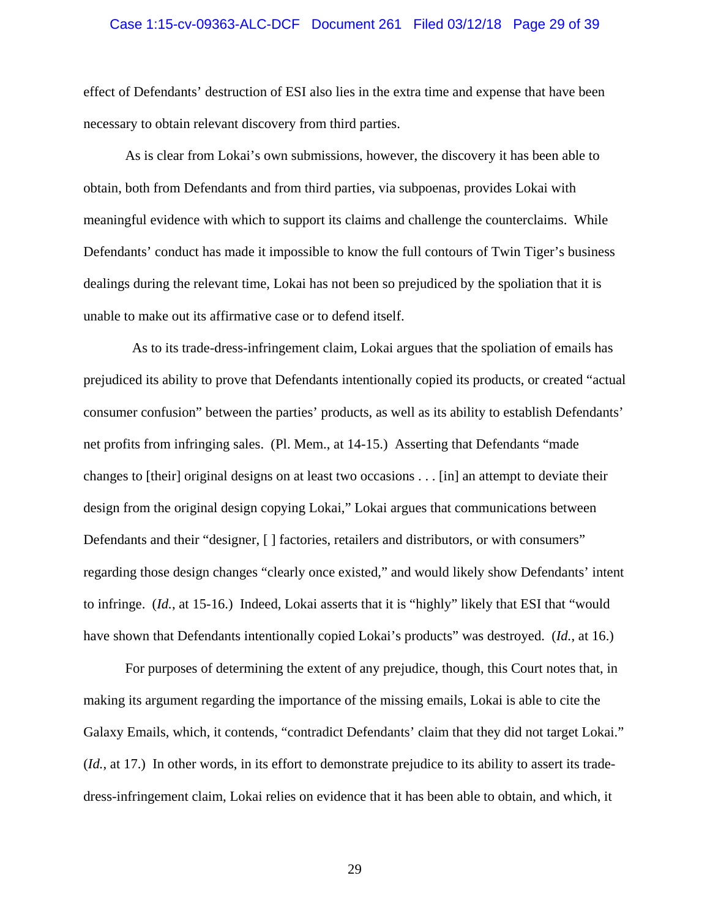effect of Defendants' destruction of ESI also lies in the extra time and expense that have been necessary to obtain relevant discovery from third parties.

As is clear from Lokai's own submissions, however, the discovery it has been able to obtain, both from Defendants and from third parties, via subpoenas, provides Lokai with meaningful evidence with which to support its claims and challenge the counterclaims. While Defendants' conduct has made it impossible to know the full contours of Twin Tiger's business dealings during the relevant time, Lokai has not been so prejudiced by the spoliation that it is unable to make out its affirmative case or to defend itself.

As to its trade-dress-infringement claim, Lokai argues that the spoliation of emails has prejudiced its ability to prove that Defendants intentionally copied its products, or created "actual consumer confusion" between the parties' products, as well as its ability to establish Defendants' net profits from infringing sales. (Pl. Mem., at 14-15.) Asserting that Defendants "made changes to [their] original designs on at least two occasions . . . [in] an attempt to deviate their design from the original design copying Lokai," Lokai argues that communications between Defendants and their "designer, [ ] factories, retailers and distributors, or with consumers" regarding those design changes "clearly once existed," and would likely show Defendants' intent to infringe. (*Id.*, at 15-16.) Indeed, Lokai asserts that it is "highly" likely that ESI that "would have shown that Defendants intentionally copied Lokai's products" was destroyed. (*Id.*, at 16.)

For purposes of determining the extent of any prejudice, though, this Court notes that, in making its argument regarding the importance of the missing emails, Lokai is able to cite the Galaxy Emails, which, it contends, "contradict Defendants' claim that they did not target Lokai." (*Id.*, at 17.) In other words, in its effort to demonstrate prejudice to its ability to assert its trade-dress-infringement claim, Lokai relies on evidence that it has been able to obtain, and which, it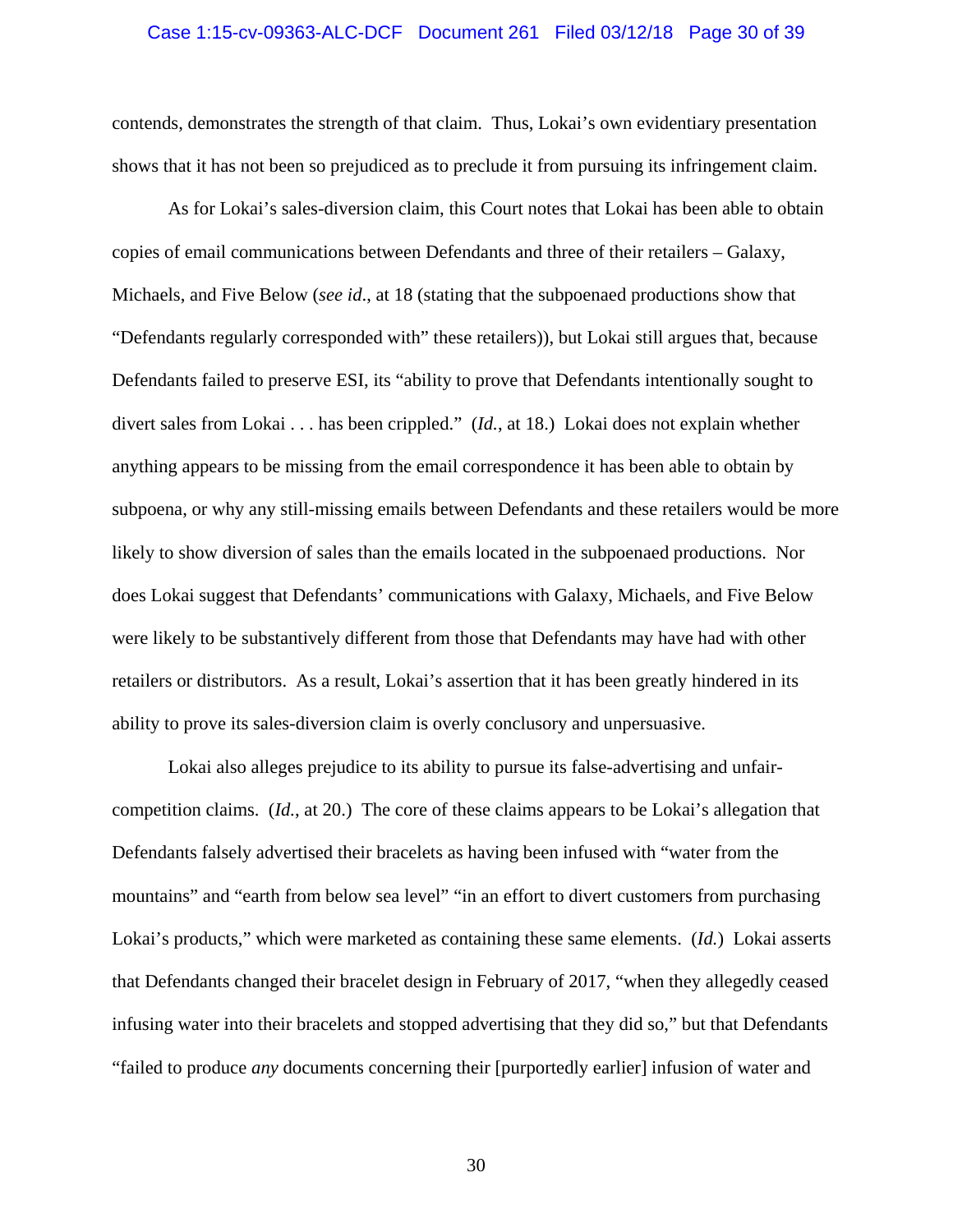contends, demonstrates the strength of that claim. Thus, Lokai's own evidentiary presentation shows that it has not been so prejudiced as to preclude it from pursuing its infringement claim.

As for Lokai's sales-diversion claim, this Court notes that Lokai has been able to obtain copies of email communications between Defendants and three of their retailers – Galaxy, Michaels, and Five Below (*see id*., at 18 (stating that the subpoenaed productions show that "Defendants regularly corresponded with" these retailers)), but Lokai still argues that, because Defendants failed to preserve ESI, its "ability to prove that Defendants intentionally sought to divert sales from Lokai . . . has been crippled." (*Id.*, at 18.) Lokai does not explain whether anything appears to be missing from the email correspondence it has been able to obtain by subpoena, or why any still-missing emails between Defendants and these retailers would be more likely to show diversion of sales than the emails located in the subpoenaed productions. Nor does Lokai suggest that Defendants' communications with Galaxy, Michaels, and Five Below were likely to be substantively different from those that Defendants may have had with other retailers or distributors. As a result, Lokai's assertion that it has been greatly hindered in its ability to prove its sales-diversion claim is overly conclusory and unpersuasive.

Lokai also alleges prejudice to its ability to pursue its false-advertising and unfair-competition claims. (*Id.*, at 20.) The core of these claims appears to be Lokai's allegation that Defendants falsely advertised their bracelets as having been infused with "water from the mountains" and "earth from below sea level" "in an effort to divert customers from purchasing Lokai's products," which were marketed as containing these same elements. (*Id.*) Lokai asserts that Defendants changed their bracelet design in February of 2017, "when they allegedly ceased infusing water into their bracelets and stopped advertising that they did so," but that Defendants "failed to produce *any* documents concerning their [purportedly earlier] infusion of water and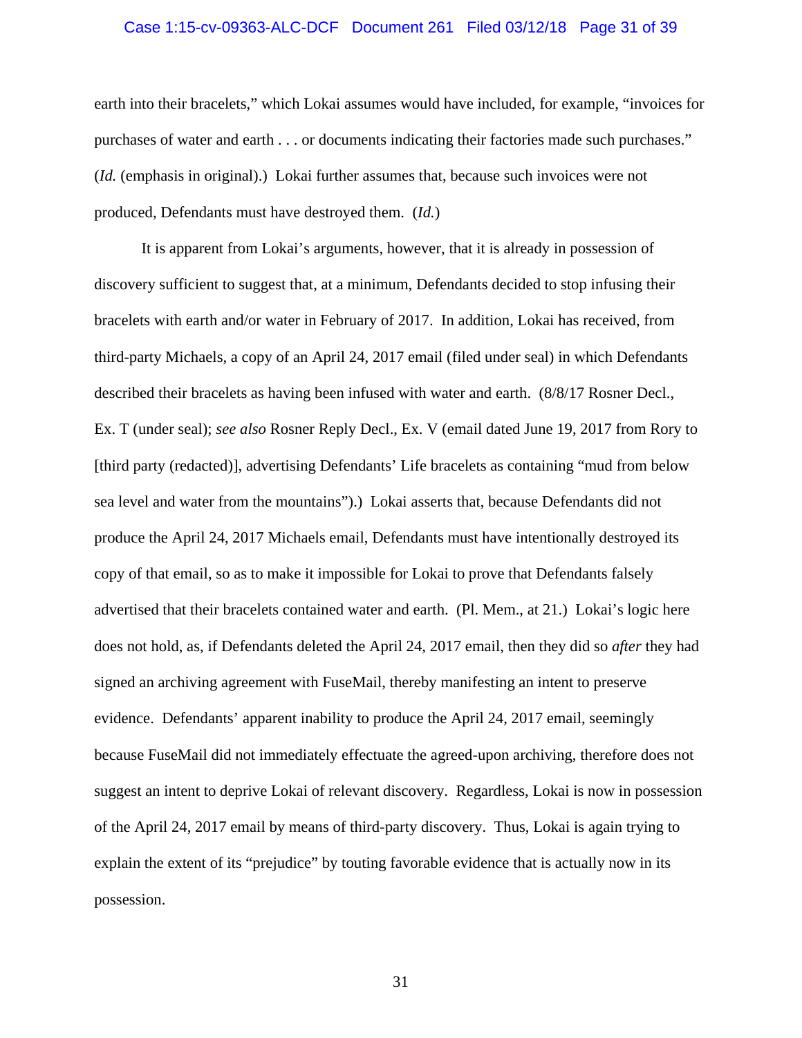earth into their bracelets," which Lokai assumes would have included, for example, "invoices for purchases of water and earth . . . or documents indicating their factories made such purchases." (*Id.* (emphasis in original).) Lokai further assumes that, because such invoices were not produced, Defendants must have destroyed them. (*Id.*)

It is apparent from Lokai's arguments, however, that it is already in possession of discovery sufficient to suggest that, at a minimum, Defendants decided to stop infusing their bracelets with earth and/or water in February of 2017. In addition, Lokai has received, from third-party Michaels, a copy of an April 24, 2017 email (filed under seal) in which Defendants described their bracelets as having been infused with water and earth. (8/8/17 Rosner Decl., Ex. T (under seal); *see also* Rosner Reply Decl., Ex. V (email dated June 19, 2017 from Rory to [third party (redacted)], advertising Defendants' Life bracelets as containing "mud from below sea level and water from the mountains").) Lokai asserts that, because Defendants did not produce the April 24, 2017 Michaels email, Defendants must have intentionally destroyed its copy of that email, so as to make it impossible for Lokai to prove that Defendants falsely advertised that their bracelets contained water and earth. (Pl. Mem., at 21.) Lokai's logic here does not hold, as, if Defendants deleted the April 24, 2017 email, then they did so *after* they had signed an archiving agreement with FuseMail, thereby manifesting an intent to preserve evidence. Defendants' apparent inability to produce the April 24, 2017 email, seemingly because FuseMail did not immediately effectuate the agreed-upon archiving, therefore does not suggest an intent to deprive Lokai of relevant discovery. Regardless, Lokai is now in possession of the April 24, 2017 email by means of third-party discovery. Thus, Lokai is again trying to explain the extent of its "prejudice" by touting favorable evidence that is actually now in its possession.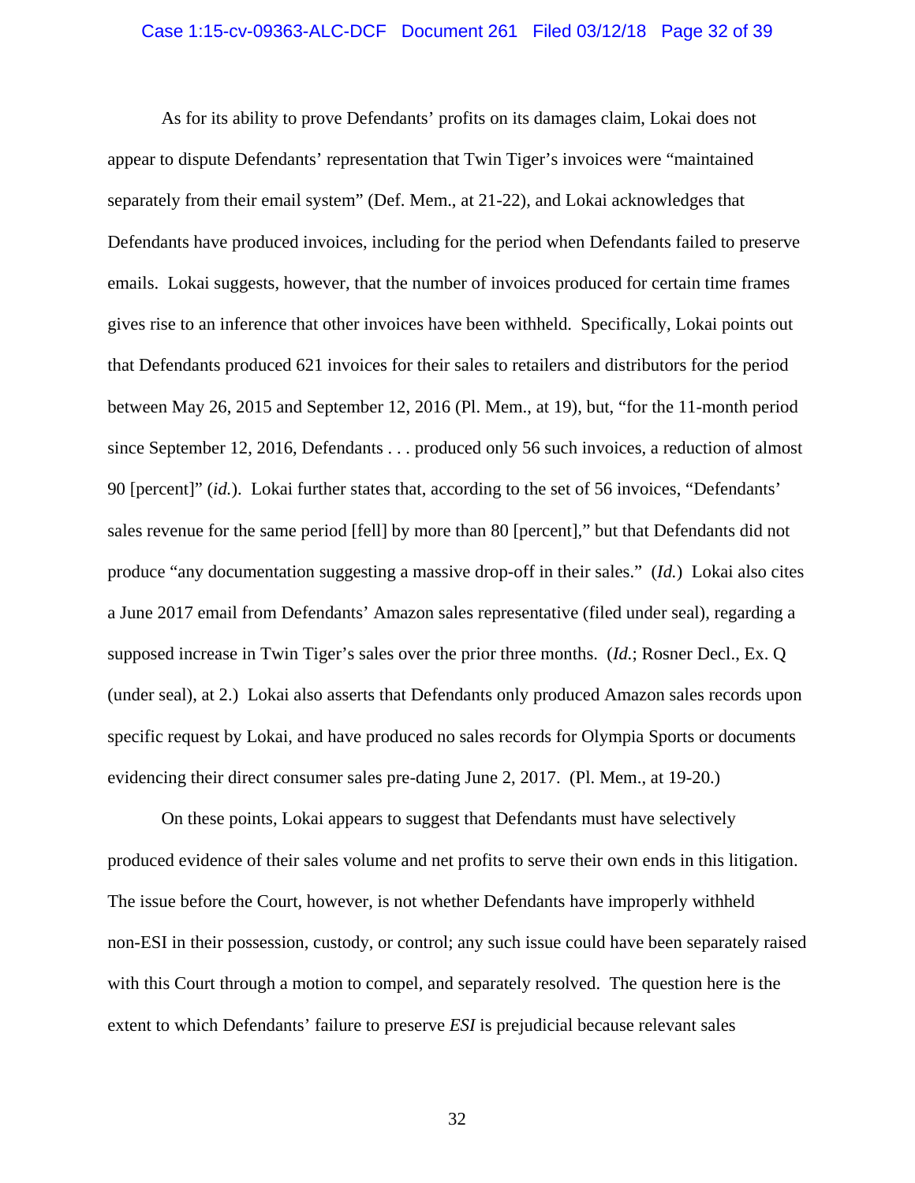As for its ability to prove Defendants' profits on its damages claim, Lokai does not appear to dispute Defendants' representation that Twin Tiger's invoices were "maintained separately from their email system" (Def. Mem., at 21-22), and Lokai acknowledges that Defendants have produced invoices, including for the period when Defendants failed to preserve emails. Lokai suggests, however, that the number of invoices produced for certain time frames gives rise to an inference that other invoices have been withheld. Specifically, Lokai points out that Defendants produced 621 invoices for their sales to retailers and distributors for the period between May 26, 2015 and September 12, 2016 (Pl. Mem., at 19), but, "for the 11-month period since September 12, 2016, Defendants . . . produced only 56 such invoices, a reduction of almost 90 [percent]" (*id.*). Lokai further states that, according to the set of 56 invoices, "Defendants' sales revenue for the same period [fell] by more than 80 [percent]," but that Defendants did not produce "any documentation suggesting a massive drop-off in their sales." (*Id.*) Lokai also cites a June 2017 email from Defendants' Amazon sales representative (filed under seal), regarding a supposed increase in Twin Tiger's sales over the prior three months. (*Id.*; Rosner Decl., Ex. Q (under seal), at 2.) Lokai also asserts that Defendants only produced Amazon sales records upon specific request by Lokai, and have produced no sales records for Olympia Sports or documents evidencing their direct consumer sales pre-dating June 2, 2017. (Pl. Mem., at 19-20.)

On these points, Lokai appears to suggest that Defendants must have selectively produced evidence of their sales volume and net profits to serve their own ends in this litigation. The issue before the Court, however, is not whether Defendants have improperly withheld non-ESI in their possession, custody, or control; any such issue could have been separately raised with this Court through a motion to compel, and separately resolved. The question here is the extent to which Defendants' failure to preserve *ESI* is prejudicial because relevant sales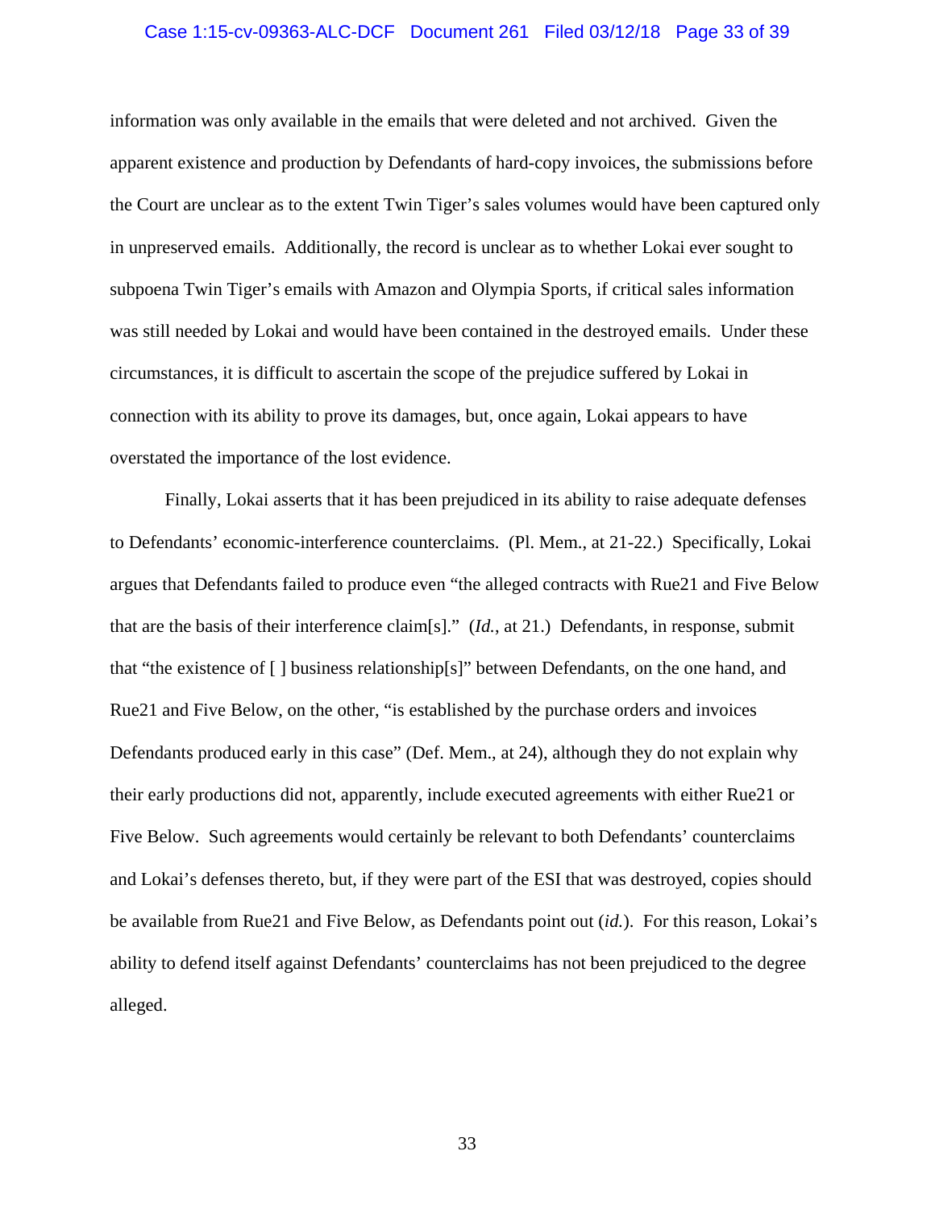information was only available in the emails that were deleted and not archived. Given the apparent existence and production by Defendants of hard-copy invoices, the submissions before the Court are unclear as to the extent Twin Tiger's sales volumes would have been captured only in unpreserved emails. Additionally, the record is unclear as to whether Lokai ever sought to subpoena Twin Tiger's emails with Amazon and Olympia Sports, if critical sales information was still needed by Lokai and would have been contained in the destroyed emails. Under these circumstances, it is difficult to ascertain the scope of the prejudice suffered by Lokai in connection with its ability to prove its damages, but, once again, Lokai appears to have overstated the importance of the lost evidence.

Finally, Lokai asserts that it has been prejudiced in its ability to raise adequate defenses to Defendants' economic-interference counterclaims. (Pl. Mem., at 21-22.) Specifically, Lokai argues that Defendants failed to produce even "the alleged contracts with Rue21 and Five Below that are the basis of their interference claim[s]." (*Id.*, at 21.) Defendants, in response, submit that "the existence of [ ] business relationship[s]" between Defendants, on the one hand, and Rue21 and Five Below, on the other, "is established by the purchase orders and invoices Defendants produced early in this case" (Def. Mem., at 24), although they do not explain why their early productions did not, apparently, include executed agreements with either Rue21 or Five Below. Such agreements would certainly be relevant to both Defendants' counterclaims and Lokai's defenses thereto, but, if they were part of the ESI that was destroyed, copies should be available from Rue21 and Five Below, as Defendants point out (*id.*). For this reason, Lokai's ability to defend itself against Defendants' counterclaims has not been prejudiced to the degree alleged.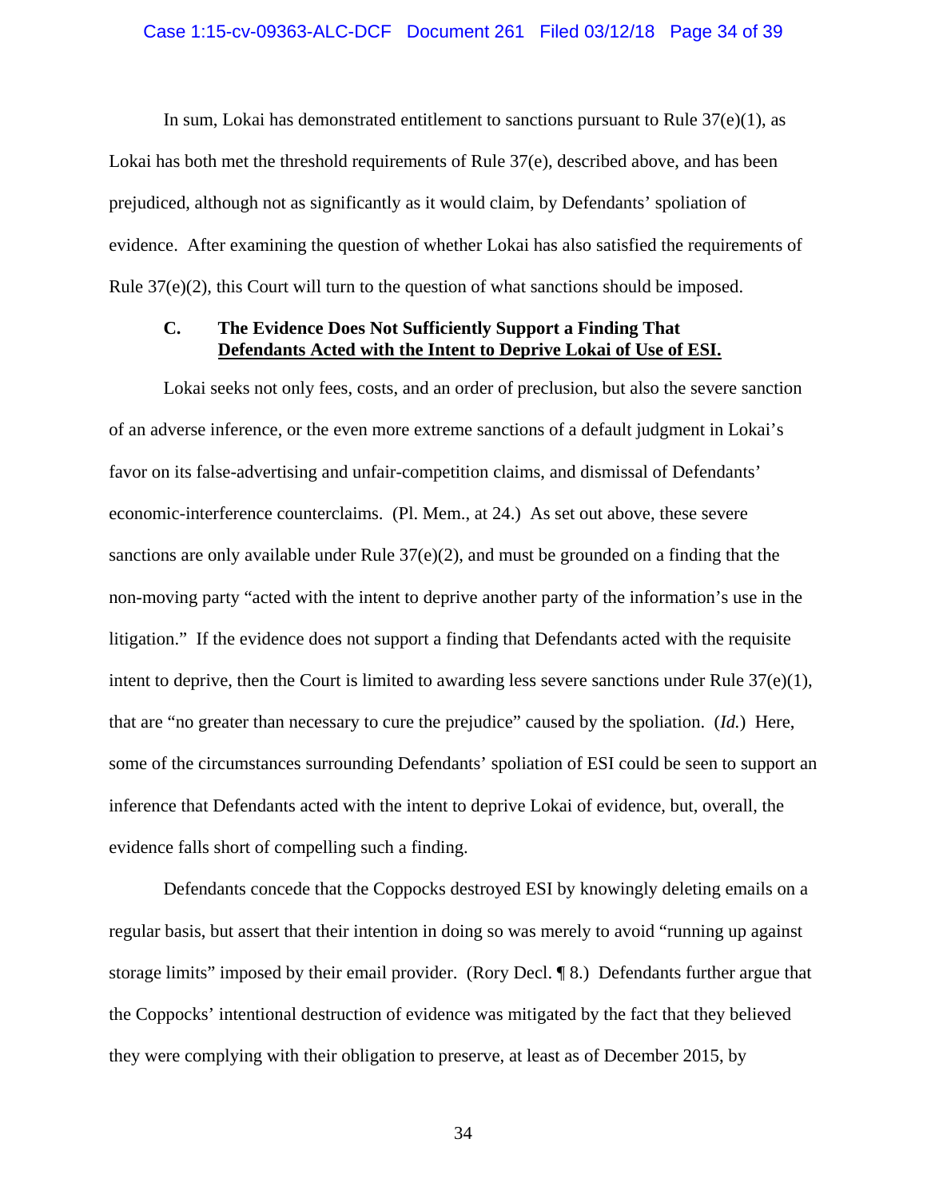In sum, Lokai has demonstrated entitlement to sanctions pursuant to Rule 37(e)(1), as Lokai has both met the threshold requirements of Rule 37(e), described above, and has been prejudiced, although not as significantly as it would claim, by Defendants' spoliation of evidence. After examining the question of whether Lokai has also satisfied the requirements of Rule 37(e)(2), this Court will turn to the question of what sanctions should be imposed.

### C. The Evidence Does Not Sufficiently Support a Finding That Defendants Acted with the Intent to Deprive Lokai of Use of ESI.

Lokai seeks not only fees, costs, and an order of preclusion, but also the severe sanction of an adverse inference, or the even more extreme sanctions of a default judgment in Lokai's favor on its false-advertising and unfair-competition claims, and dismissal of Defendants' economic-interference counterclaims. (Pl. Mem., at 24.) As set out above, these severe sanctions are only available under Rule 37(e)(2), and must be grounded on a finding that the non-moving party "acted with the intent to deprive another party of the information's use in the litigation." If the evidence does not support a finding that Defendants acted with the requisite intent to deprive, then the Court is limited to awarding less severe sanctions under Rule 37(e)(1), that are "no greater than necessary to cure the prejudice" caused by the spoliation. (*Id.*) Here, some of the circumstances surrounding Defendants' spoliation of ESI could be seen to support an inference that Defendants acted with the intent to deprive Lokai of evidence, but, overall, the evidence falls short of compelling such a finding.

Defendants concede that the Coppocks destroyed ESI by knowingly deleting emails on a regular basis, but assert that their intention in doing so was merely to avoid "running up against storage limits" imposed by their email provider. (Rory Decl. ¶ 8.) Defendants further argue that the Coppocks' intentional destruction of evidence was mitigated by the fact that they believed they were complying with their obligation to preserve, at least as of December 2015, by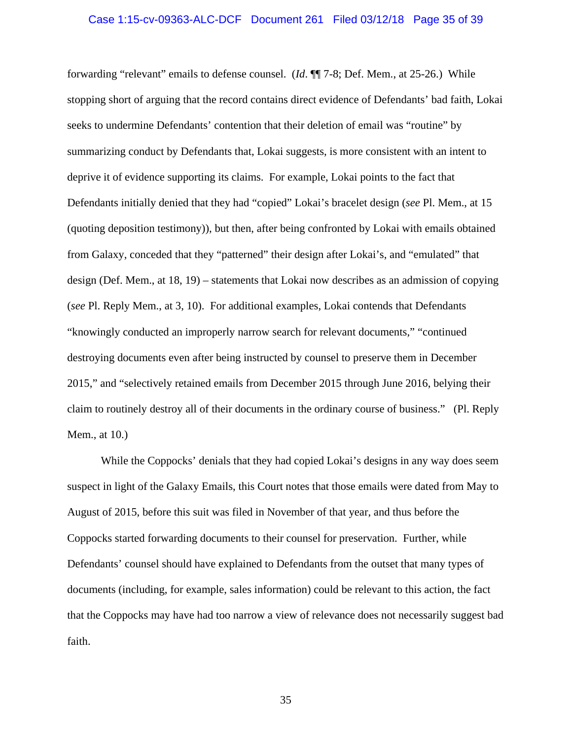forwarding "relevant" emails to defense counsel. (*Id*. ¶¶ 7-8; Def. Mem., at 25-26.) While stopping short of arguing that the record contains direct evidence of Defendants' bad faith, Lokai seeks to undermine Defendants' contention that their deletion of email was "routine" by summarizing conduct by Defendants that, Lokai suggests, is more consistent with an intent to deprive it of evidence supporting its claims. For example, Lokai points to the fact that Defendants initially denied that they had "copied" Lokai's bracelet design (*see* Pl. Mem., at 15 (quoting deposition testimony)), but then, after being confronted by Lokai with emails obtained from Galaxy, conceded that they "patterned" their design after Lokai's, and "emulated" that design (Def. Mem., at 18, 19) – statements that Lokai now describes as an admission of copying (*see* Pl. Reply Mem., at 3, 10). For additional examples, Lokai contends that Defendants "knowingly conducted an improperly narrow search for relevant documents," "continued destroying documents even after being instructed by counsel to preserve them in December 2015," and "selectively retained emails from December 2015 through June 2016, belying their claim to routinely destroy all of their documents in the ordinary course of business." (Pl. Reply Mem., at 10.)

While the Coppocks' denials that they had copied Lokai's designs in any way does seem suspect in light of the Galaxy Emails, this Court notes that those emails were dated from May to August of 2015, before this suit was filed in November of that year, and thus before the Coppocks started forwarding documents to their counsel for preservation. Further, while Defendants' counsel should have explained to Defendants from the outset that many types of documents (including, for example, sales information) could be relevant to this action, the fact that the Coppocks may have had too narrow a view of relevance does not necessarily suggest bad faith.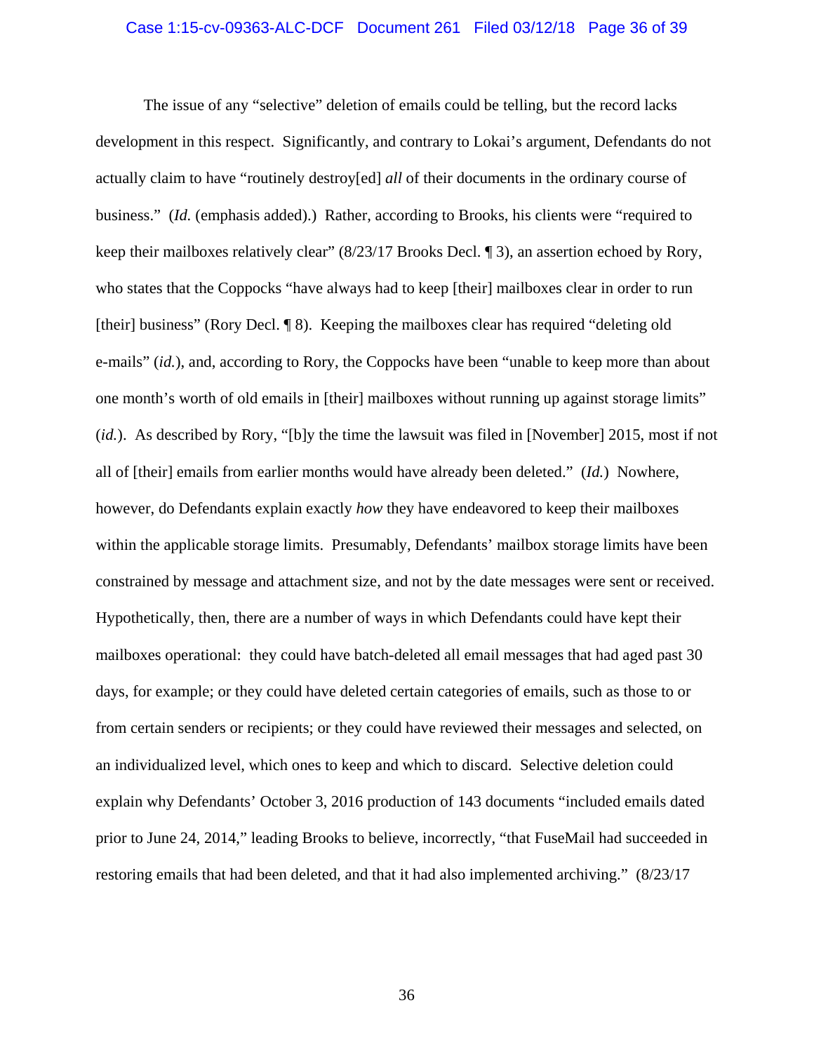The issue of any "selective" deletion of emails could be telling, but the record lacks development in this respect. Significantly, and contrary to Lokai's argument, Defendants do not actually claim to have "routinely destroy[ed] *all* of their documents in the ordinary course of business." (*Id.* (emphasis added).) Rather, according to Brooks, his clients were "required to keep their mailboxes relatively clear" (8/23/17 Brooks Decl. ¶ 3), an assertion echoed by Rory, who states that the Coppocks "have always had to keep [their] mailboxes clear in order to run [their] business" (Rory Decl. ¶ 8). Keeping the mailboxes clear has required "deleting old e-mails" (*id.*), and, according to Rory, the Coppocks have been "unable to keep more than about one month's worth of old emails in [their] mailboxes without running up against storage limits" (*id.*). As described by Rory, "[b]y the time the lawsuit was filed in [November] 2015, most if not all of [their] emails from earlier months would have already been deleted." (*Id.*) Nowhere, however, do Defendants explain exactly *how* they have endeavored to keep their mailboxes within the applicable storage limits. Presumably, Defendants' mailbox storage limits have been constrained by message and attachment size, and not by the date messages were sent or received. Hypothetically, then, there are a number of ways in which Defendants could have kept their mailboxes operational: they could have batch-deleted all email messages that had aged past 30 days, for example; or they could have deleted certain categories of emails, such as those to or from certain senders or recipients; or they could have reviewed their messages and selected, on an individualized level, which ones to keep and which to discard. Selective deletion could explain why Defendants' October 3, 2016 production of 143 documents "included emails dated prior to June 24, 2014," leading Brooks to believe, incorrectly, "that FuseMail had succeeded in restoring emails that had been deleted, and that it had also implemented archiving." (8/23/17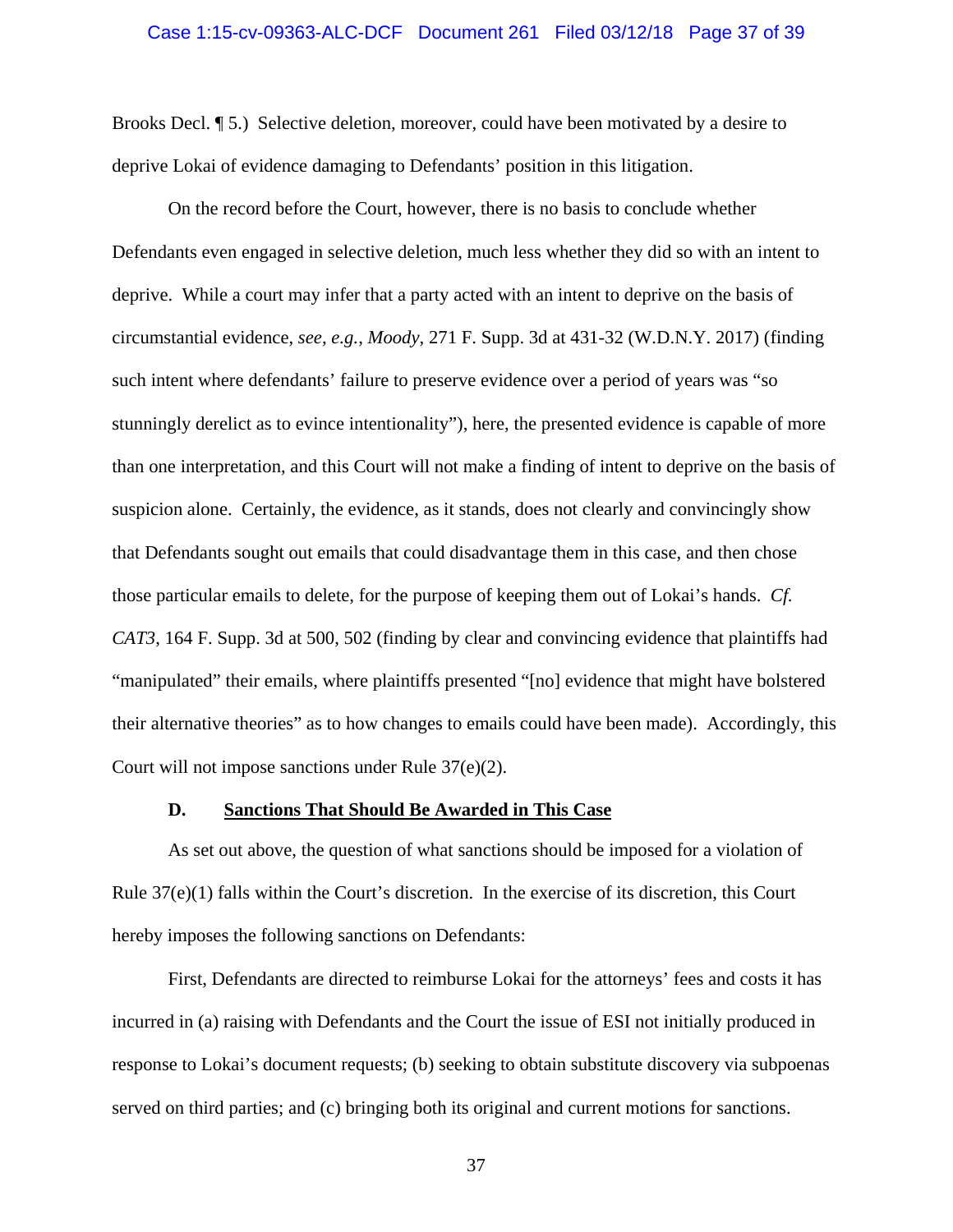Brooks Decl. ¶ 5.) Selective deletion, moreover, could have been motivated by a desire to deprive Lokai of evidence damaging to Defendants' position in this litigation.

On the record before the Court, however, there is no basis to conclude whether Defendants even engaged in selective deletion, much less whether they did so with an intent to deprive. While a court may infer that a party acted with an intent to deprive on the basis of circumstantial evidence, *see, e.g.*, *Moody*, 271 F. Supp. 3d at 431-32 (W.D.N.Y. 2017) (finding such intent where defendants' failure to preserve evidence over a period of years was "so stunningly derelict as to evince intentionality"), here, the presented evidence is capable of more than one interpretation, and this Court will not make a finding of intent to deprive on the basis of suspicion alone. Certainly, the evidence, as it stands, does not clearly and convincingly show that Defendants sought out emails that could disadvantage them in this case, and then chose those particular emails to delete, for the purpose of keeping them out of Lokai's hands. *Cf. CAT3*, 164 F. Supp. 3d at 500, 502 (finding by clear and convincing evidence that plaintiffs had "manipulated" their emails, where plaintiffs presented "[no] evidence that might have bolstered their alternative theories" as to how changes to emails could have been made). Accordingly, this Court will not impose sanctions under Rule 37(e)(2).

### D. <u>Sanctions That Should Be Awarded in This Case</u>

As set out above, the question of what sanctions should be imposed for a violation of Rule 37(e)(1) falls within the Court's discretion. In the exercise of its discretion, this Court hereby imposes the following sanctions on Defendants:

First, Defendants are directed to reimburse Lokai for the attorneys' fees and costs it has incurred in (a) raising with Defendants and the Court the issue of ESI not initially produced in response to Lokai's document requests; (b) seeking to obtain substitute discovery via subpoenas served on third parties; and (c) bringing both its original and current motions for sanctions.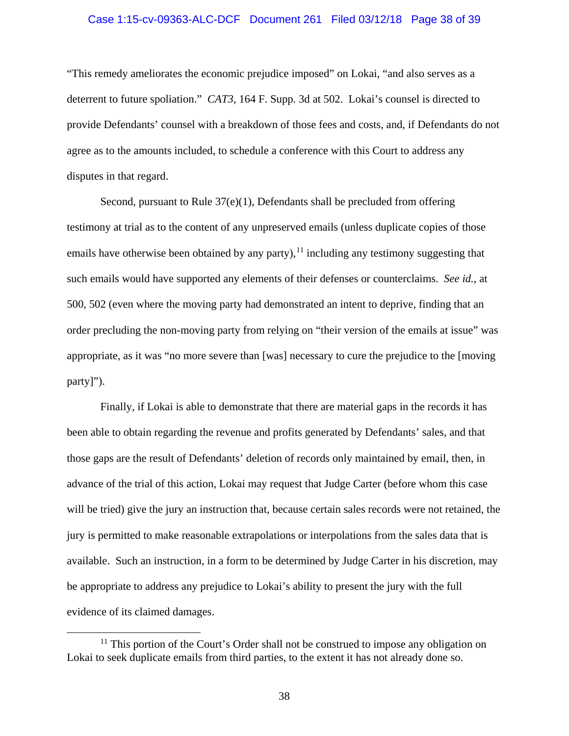"This remedy ameliorates the economic prejudice imposed" on Lokai, "and also serves as a deterrent to future spoliation." *CAT3*, 164 F. Supp. 3d at 502. Lokai's counsel is directed to provide Defendants' counsel with a breakdown of those fees and costs, and, if Defendants do not agree as to the amounts included, to schedule a conference with this Court to address any disputes in that regard.

Second, pursuant to Rule 37(e)(1), Defendants shall be precluded from offering testimony at trial as to the content of any unpreserved emails (unless duplicate copies of those emails have otherwise been obtained by any party),[11] including any testimony suggesting that such emails would have supported any elements of their defenses or counterclaims. *See id.*, at 500, 502 (even where the moving party had demonstrated an intent to deprive, finding that an order precluding the non-moving party from relying on "their version of the emails at issue" was appropriate, as it was "no more severe than [was] necessary to cure the prejudice to the [moving party]").

Finally, if Lokai is able to demonstrate that there are material gaps in the records it has been able to obtain regarding the revenue and profits generated by Defendants' sales, and that those gaps are the result of Defendants' deletion of records only maintained by email, then, in advance of the trial of this action, Lokai may request that Judge Carter (before whom this case will be tried) give the jury an instruction that, because certain sales records were not retained, the jury is permitted to make reasonable extrapolations or interpolations from the sales data that is available. Such an instruction, in a form to be determined by Judge Carter in his discretion, may be appropriate to address any prejudice to Lokai's ability to present the jury with the full evidence of its claimed damages.

---

[11] This portion of the Court's Order shall not be construed to impose any obligation on Lokai to seek duplicate emails from third parties, to the extent it has not already done so.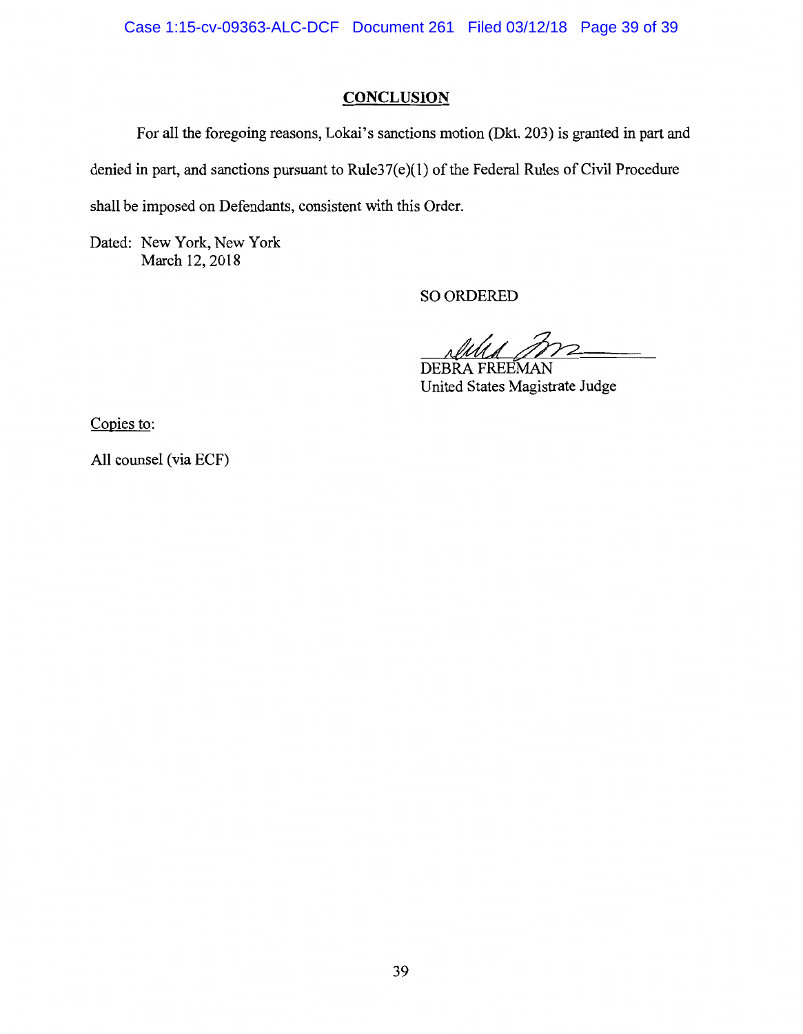## CONCLUSION

For all the foregoing reasons, Lokai's sanctions motion (Dkt. 203) is granted in part and denied in part, and sanctions pursuant to Rule37(e)(1) of the Federal Rules of Civil Procedure shall be imposed on Defendants, consistent with this Order.

Dated: New York, New York
March 12, 2018

SO ORDERED

DEBRA FREEMAN
United States Magistrate Judge

Copies to:

All counsel (via ECF)